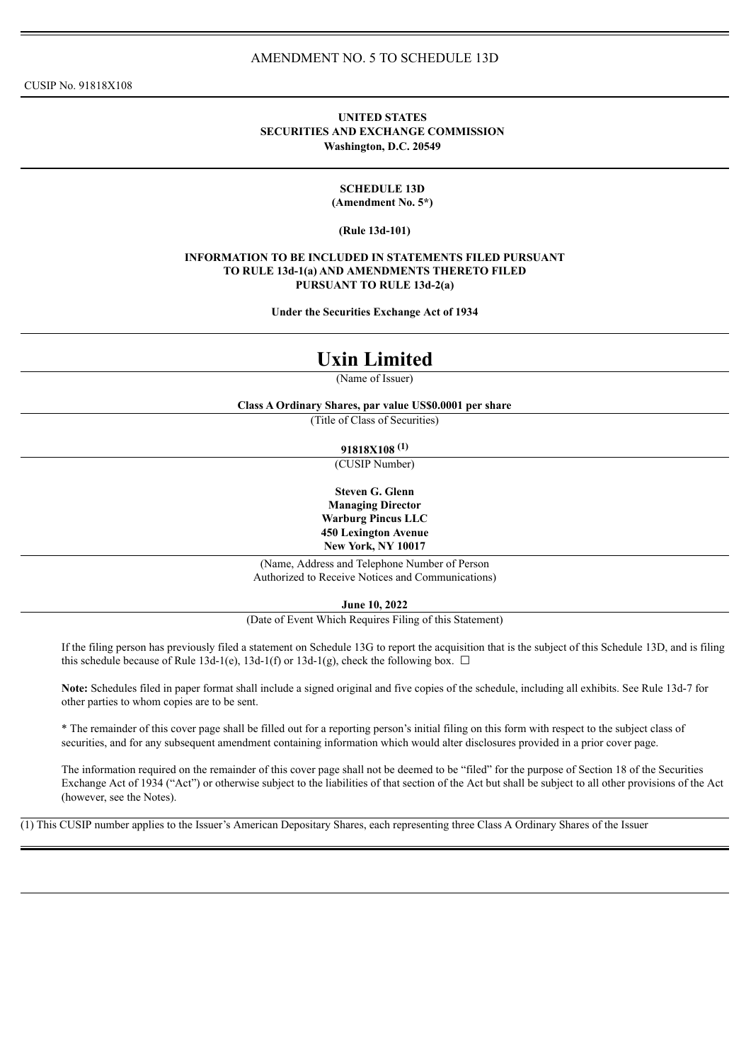AMENDMENT NO. 5 TO SCHEDULE 13D

CUSIP No. 91818X108

**UNITED STATES**
**SECURITIES AND EXCHANGE COMMISSION**
**Washington, D.C. 20549**

**SCHEDULE 13D**
**(Amendment No. 5*)**

**(Rule 13d-101)**

**INFORMATION TO BE INCLUDED IN STATEMENTS FILED PURSUANT TO RULE 13d-1(a) AND AMENDMENTS THERETO FILED PURSUANT TO RULE 13d-2(a)**

**Under the Securities Exchange Act of 1934**

# Uxin Limited

(Name of Issuer)

**Class A Ordinary Shares, par value US$0.0001 per share**

(Title of Class of Securities)

**91818X108 (1)**

(CUSIP Number)

**Steven G. Glenn**
**Managing Director**
**Warburg Pincus LLC**
**450 Lexington Avenue**
**New York, NY 10017**

(Name, Address and Telephone Number of Person Authorized to Receive Notices and Communications)

**June 10, 2022**

(Date of Event Which Requires Filing of this Statement)

If the filing person has previously filed a statement on Schedule 13G to report the acquisition that is the subject of this Schedule 13D, and is filing this schedule because of Rule 13d-1(e), 13d-1(f) or 13d-1(g), check the following box. ☐

**Note:** Schedules filed in paper format shall include a signed original and five copies of the schedule, including all exhibits. See Rule 13d-7 for other parties to whom copies are to be sent.

* The remainder of this cover page shall be filled out for a reporting person's initial filing on this form with respect to the subject class of securities, and for any subsequent amendment containing information which would alter disclosures provided in a prior cover page.

The information required on the remainder of this cover page shall not be deemed to be "filed" for the purpose of Section 18 of the Securities Exchange Act of 1934 ("Act") or otherwise subject to the liabilities of that section of the Act but shall be subject to all other provisions of the Act (however, see the Notes).

(1) This CUSIP number applies to the Issuer's American Depositary Shares, each representing three Class A Ordinary Shares of the Issuer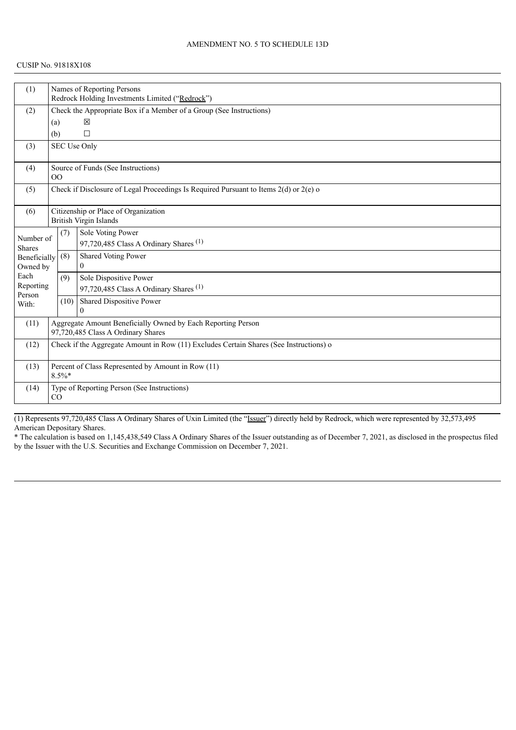AMENDMENT NO. 5 TO SCHEDULE 13D

CUSIP No. 91818X108

| (1) | Names of Reporting Persons<br>Redrock Holding Investments Limited ("Redrock") | |
|---|---|---|
| (2) | Check the Appropriate Box if a Member of a Group (See Instructions)<br>(a) ☒<br>(b) ☐ | |
| (3) | SEC Use Only | |
| (4) | Source of Funds (See Instructions)<br>OO | |
| (5) | Check if Disclosure of Legal Proceedings Is Required Pursuant to Items 2(d) or 2(e) o | |
| (6) | Citizenship or Place of Organization<br>British Virgin Islands | |
| Number of Shares Beneficially Owned by Each Reporting Person With: | (7) | Sole Voting Power<br>97,720,485 Class A Ordinary Shares (1) |
| | (8) | Shared Voting Power<br>0 |
| | (9) | Sole Dispositive Power<br>97,720,485 Class A Ordinary Shares (1) |
| | (10) | Shared Dispositive Power<br>0 |
| (11) | Aggregate Amount Beneficially Owned by Each Reporting Person<br>97,720,485 Class A Ordinary Shares | |
| (12) | Check if the Aggregate Amount in Row (11) Excludes Certain Shares (See Instructions) o | |
| (13) | Percent of Class Represented by Amount in Row (11)<br>8.5%* | |
| (14) | Type of Reporting Person (See Instructions)<br>CO | |

(1) Represents 97,720,485 Class A Ordinary Shares of Uxin Limited (the "Issuer") directly held by Redrock, which were represented by 32,573,495 American Depositary Shares.

* The calculation is based on 1,145,438,549 Class A Ordinary Shares of the Issuer outstanding as of December 7, 2021, as disclosed in the prospectus filed by the Issuer with the U.S. Securities and Exchange Commission on December 7, 2021.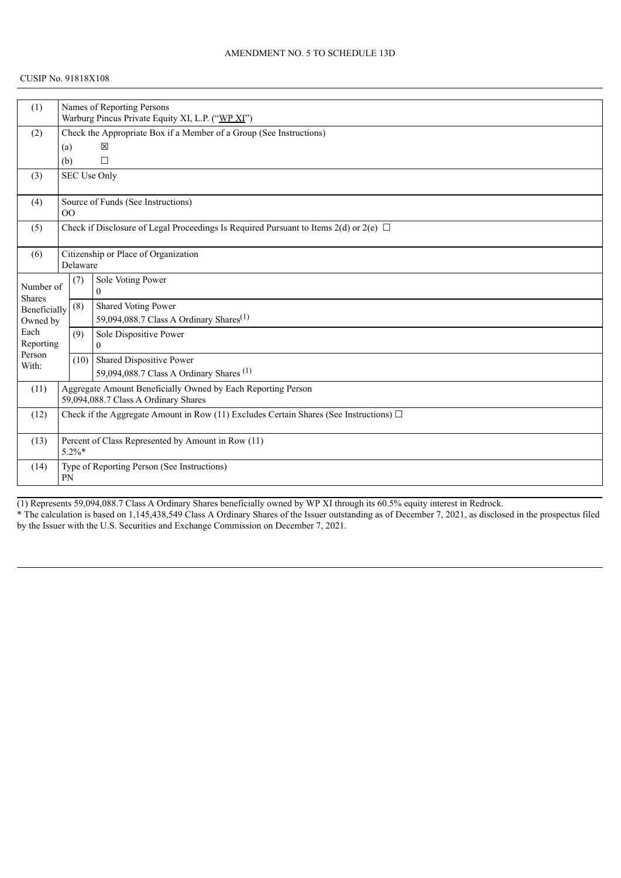AMENDMENT NO. 5 TO SCHEDULE 13D

CUSIP No. 91818X108

| | | | |
|---|---|---|---|
| (1) | Names of Reporting Persons<br>Warburg Pincus Private Equity XI, L.P. ("WP XI") | | |
| (2) | Check the Appropriate Box if a Member of a Group (See Instructions)<br>(a) ☒<br>(b) ☐ | | |
| (3) | SEC Use Only | | |
| (4) | Source of Funds (See Instructions)<br>OO | | |
| (5) | Check if Disclosure of Legal Proceedings Is Required Pursuant to Items 2(d) or 2(e) ☐ | | |
| (6) | Citizenship or Place of Organization<br>Delaware | | |
| Number of Shares Beneficially Owned by Each Reporting Person With: | (7) | Sole Voting Power<br>0 | |
| | (8) | Shared Voting Power<br>59,094,088.7 Class A Ordinary Shares(1) | |
| | (9) | Sole Dispositive Power<br>0 | |
| | (10) | Shared Dispositive Power<br>59,094,088.7 Class A Ordinary Shares (1) | |
| (11) | Aggregate Amount Beneficially Owned by Each Reporting Person<br>59,094,088.7 Class A Ordinary Shares | | |
| (12) | Check if the Aggregate Amount in Row (11) Excludes Certain Shares (See Instructions) ☐ | | |
| (13) | Percent of Class Represented by Amount in Row (11)<br>5.2%* | | |
| (14) | Type of Reporting Person (See Instructions)<br>PN | | |

(1) Represents 59,094,088.7 Class A Ordinary Shares beneficially owned by WP XI through its 60.5% equity interest in Redrock.

* The calculation is based on 1,145,438,549 Class A Ordinary Shares of the Issuer outstanding as of December 7, 2021, as disclosed in the prospectus filed by the Issuer with the U.S. Securities and Exchange Commission on December 7, 2021.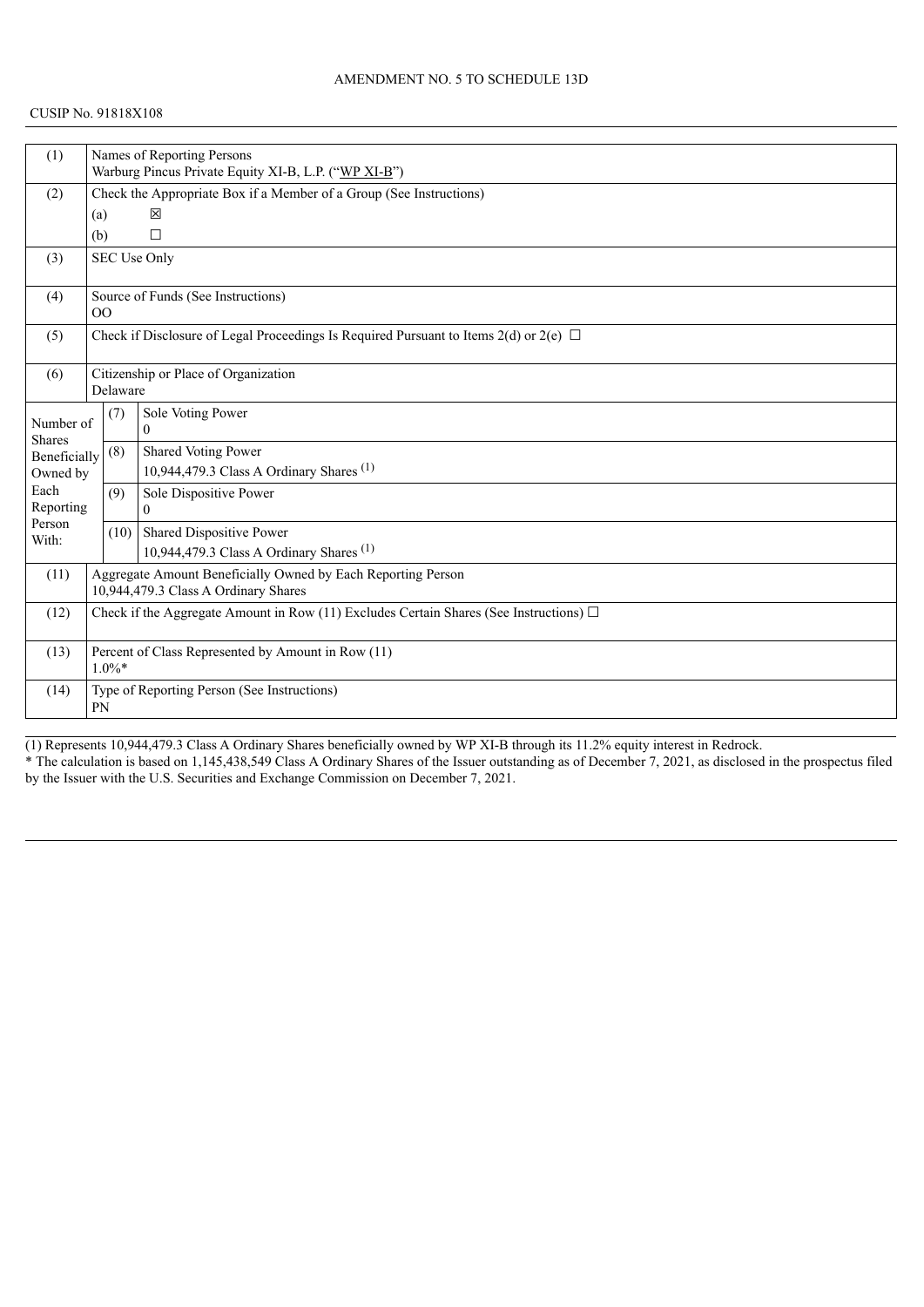AMENDMENT NO. 5 TO SCHEDULE 13D

CUSIP No. 91818X108

| (1) | Names of Reporting Persons<br>Warburg Pincus Private Equity XI-B, L.P. ("WP XI-B") | |
|---|---|---|
| (2) | Check the Appropriate Box if a Member of a Group (See Instructions)<br>(a) ☒<br>(b) ☐ | |
| (3) | SEC Use Only | |
| (4) | Source of Funds (See Instructions)<br>OO | |
| (5) | Check if Disclosure of Legal Proceedings Is Required Pursuant to Items 2(d) or 2(e) ☐ | |
| (6) | Citizenship or Place of Organization<br>Delaware | |
| Number of Shares Beneficially Owned by Each Reporting Person With: | (7) | Sole Voting Power<br>0 |
| | (8) | Shared Voting Power<br>10,944,479.3 Class A Ordinary Shares (1) |
| | (9) | Sole Dispositive Power<br>0 |
| | (10) | Shared Dispositive Power<br>10,944,479.3 Class A Ordinary Shares (1) |
| (11) | Aggregate Amount Beneficially Owned by Each Reporting Person<br>10,944,479.3 Class A Ordinary Shares | |
| (12) | Check if the Aggregate Amount in Row (11) Excludes Certain Shares (See Instructions) ☐ | |
| (13) | Percent of Class Represented by Amount in Row (11)<br>1.0%* | |
| (14) | Type of Reporting Person (See Instructions)<br>PN | |

(1) Represents 10,944,479.3 Class A Ordinary Shares beneficially owned by WP XI-B through its 11.2% equity interest in Redrock.

* The calculation is based on 1,145,438,549 Class A Ordinary Shares of the Issuer outstanding as of December 7, 2021, as disclosed in the prospectus filed by the Issuer with the U.S. Securities and Exchange Commission on December 7, 2021.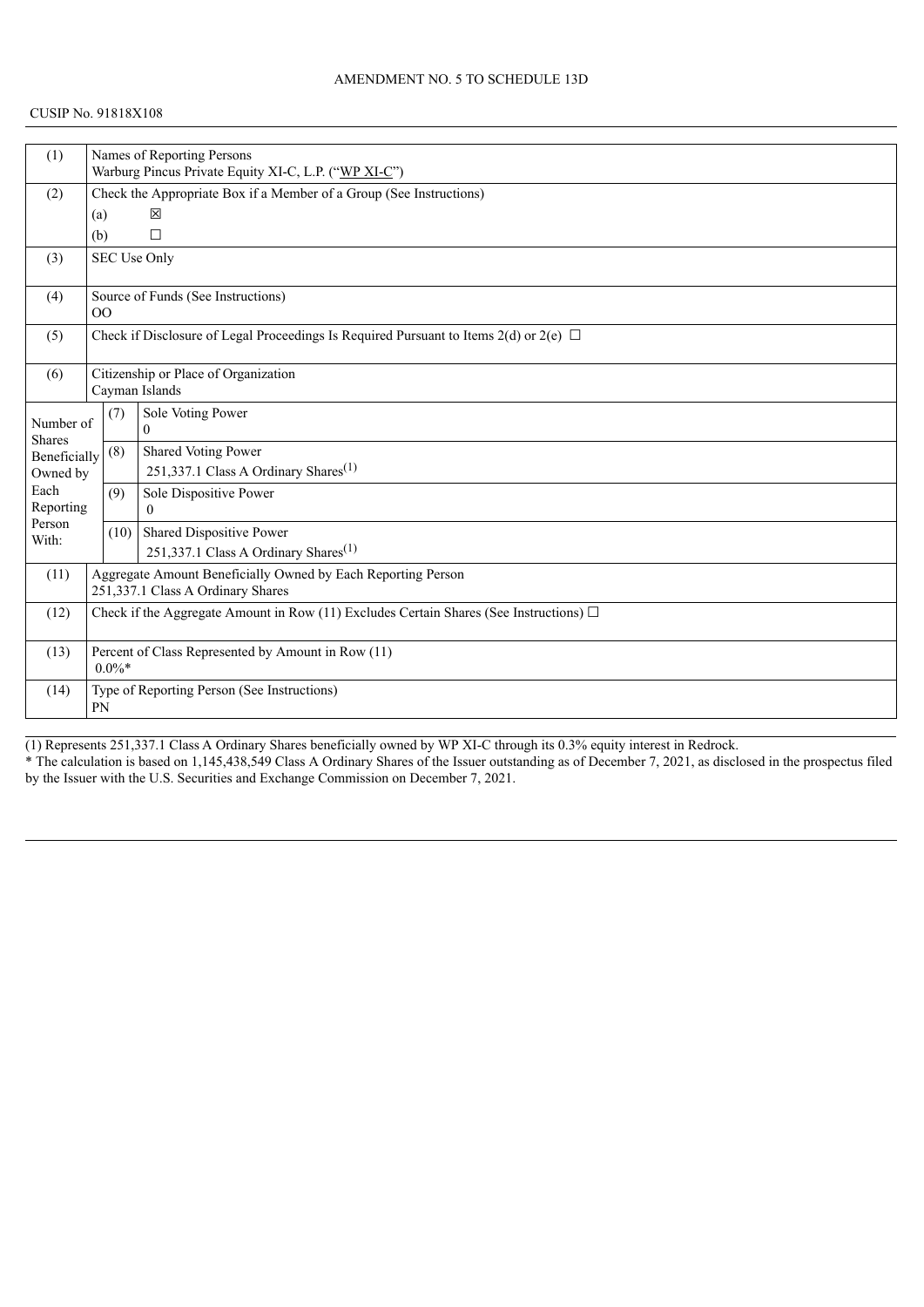AMENDMENT NO. 5 TO SCHEDULE 13D

CUSIP No. 91818X108

| | | | |
|---|---|---|---|
| (1) | Names of Reporting Persons<br>Warburg Pincus Private Equity XI-C, L.P. ("WP XI-C") | | |
| (2) | Check the Appropriate Box if a Member of a Group (See Instructions)<br>(a) ☒<br>(b) ☐ | | |
| (3) | SEC Use Only | | |
| (4) | Source of Funds (See Instructions)<br>OO | | |
| (5) | Check if Disclosure of Legal Proceedings Is Required Pursuant to Items 2(d) or 2(e) ☐ | | |
| (6) | Citizenship or Place of Organization<br>Cayman Islands | | |
| Number of Shares Beneficially Owned by Each Reporting Person With: | (7) | Sole Voting Power<br>0 | |
| | (8) | Shared Voting Power<br>251,337.1 Class A Ordinary Shares(1) | |
| | (9) | Sole Dispositive Power<br>0 | |
| | (10) | Shared Dispositive Power<br>251,337.1 Class A Ordinary Shares(1) | |
| (11) | Aggregate Amount Beneficially Owned by Each Reporting Person<br>251,337.1 Class A Ordinary Shares | | |
| (12) | Check if the Aggregate Amount in Row (11) Excludes Certain Shares (See Instructions) ☐ | | |
| (13) | Percent of Class Represented by Amount in Row (11)<br>0.0%* | | |
| (14) | Type of Reporting Person (See Instructions)<br>PN | | |

(1) Represents 251,337.1 Class A Ordinary Shares beneficially owned by WP XI-C through its 0.3% equity interest in Redrock.

* The calculation is based on 1,145,438,549 Class A Ordinary Shares of the Issuer outstanding as of December 7, 2021, as disclosed in the prospectus filed by the Issuer with the U.S. Securities and Exchange Commission on December 7, 2021.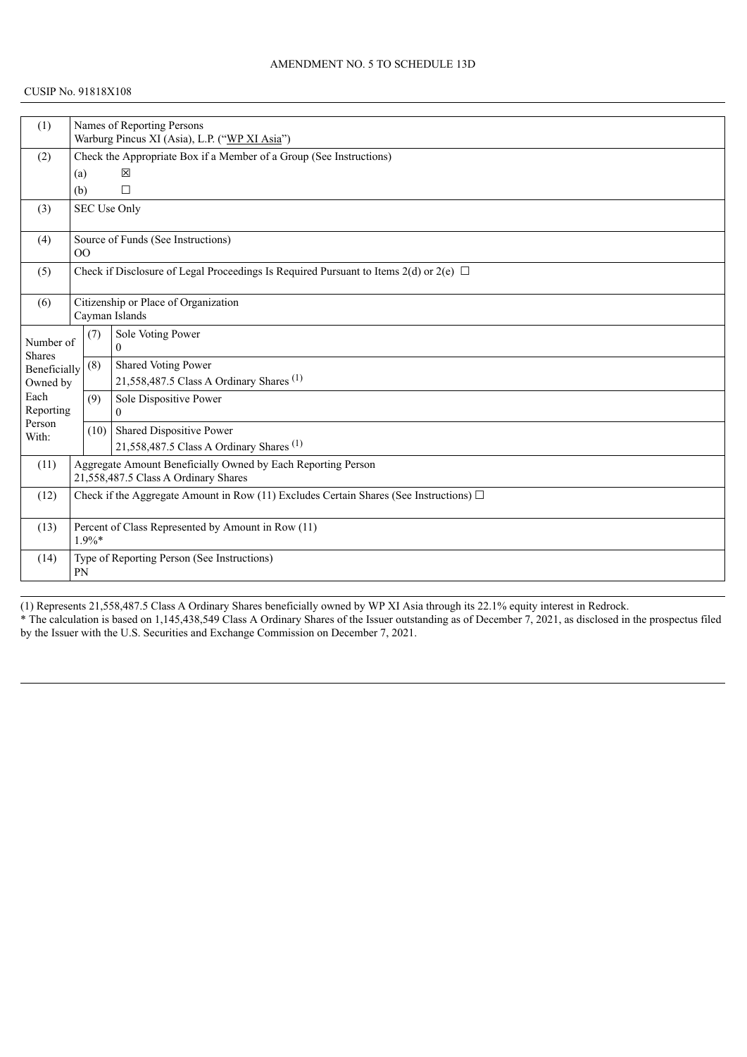AMENDMENT NO. 5 TO SCHEDULE 13D

CUSIP No. 91818X108

| (1) | Names of Reporting Persons<br>Warburg Pincus XI (Asia), L.P. ("WP XI Asia") | |
|---|---|---|
| (2) | Check the Appropriate Box if a Member of a Group (See Instructions)<br>(a) ☒<br>(b) ☐ | |
| (3) | SEC Use Only | |
| (4) | Source of Funds (See Instructions)<br>OO | |
| (5) | Check if Disclosure of Legal Proceedings Is Required Pursuant to Items 2(d) or 2(e) ☐ | |
| (6) | Citizenship or Place of Organization<br>Cayman Islands | |
| Number of Shares Beneficially Owned by Each Reporting Person With: | (7) | Sole Voting Power<br>0 |
| | (8) | Shared Voting Power<br>21,558,487.5 Class A Ordinary Shares (1) |
| | (9) | Sole Dispositive Power<br>0 |
| | (10) | Shared Dispositive Power<br>21,558,487.5 Class A Ordinary Shares (1) |
| (11) | Aggregate Amount Beneficially Owned by Each Reporting Person<br>21,558,487.5 Class A Ordinary Shares | |
| (12) | Check if the Aggregate Amount in Row (11) Excludes Certain Shares (See Instructions) ☐ | |
| (13) | Percent of Class Represented by Amount in Row (11)<br>1.9%* | |
| (14) | Type of Reporting Person (See Instructions)<br>PN | |

(1) Represents 21,558,487.5 Class A Ordinary Shares beneficially owned by WP XI Asia through its 22.1% equity interest in Redrock.

* The calculation is based on 1,145,438,549 Class A Ordinary Shares of the Issuer outstanding as of December 7, 2021, as disclosed in the prospectus filed by the Issuer with the U.S. Securities and Exchange Commission on December 7, 2021.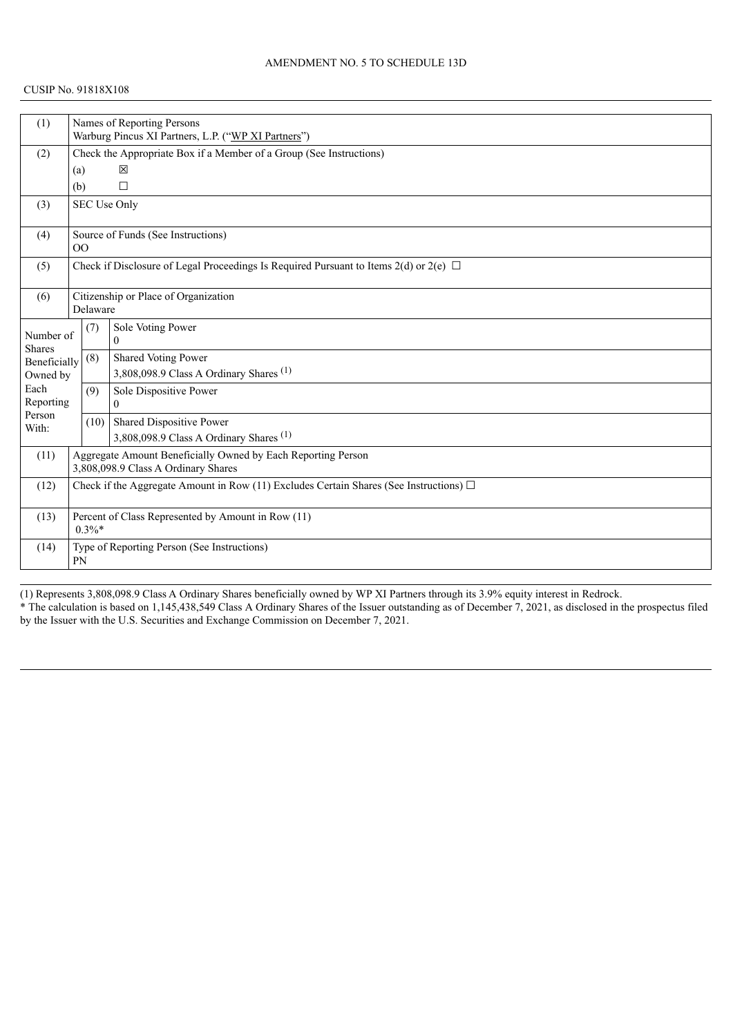AMENDMENT NO. 5 TO SCHEDULE 13D

CUSIP No. 91818X108

| (1) | Names of Reporting Persons<br>Warburg Pincus XI Partners, L.P. ("WP XI Partners") | |
|---|---|---|
| (2) | Check the Appropriate Box if a Member of a Group (See Instructions)<br>(a) ☒<br>(b) ☐ | |
| (3) | SEC Use Only | |
| (4) | Source of Funds (See Instructions)<br>OO | |
| (5) | Check if Disclosure of Legal Proceedings Is Required Pursuant to Items 2(d) or 2(e) ☐ | |
| (6) | Citizenship or Place of Organization<br>Delaware | |
| Number of Shares Beneficially Owned by Each Reporting Person With: | (7) | Sole Voting Power<br>0 |
| | (8) | Shared Voting Power<br>3,808,098.9 Class A Ordinary Shares [(1)] |
| | (9) | Sole Dispositive Power<br>0 |
| | (10) | Shared Dispositive Power<br>3,808,098.9 Class A Ordinary Shares [(1)] |
| (11) | Aggregate Amount Beneficially Owned by Each Reporting Person<br>3,808,098.9 Class A Ordinary Shares | |
| (12) | Check if the Aggregate Amount in Row (11) Excludes Certain Shares (See Instructions) ☐ | |
| (13) | Percent of Class Represented by Amount in Row (11)<br>0.3%* | |
| (14) | Type of Reporting Person (See Instructions)<br>PN | |

(1) Represents 3,808,098.9 Class A Ordinary Shares beneficially owned by WP XI Partners through its 3.9% equity interest in Redrock.

* The calculation is based on 1,145,438,549 Class A Ordinary Shares of the Issuer outstanding as of December 7, 2021, as disclosed in the prospectus filed by the Issuer with the U.S. Securities and Exchange Commission on December 7, 2021.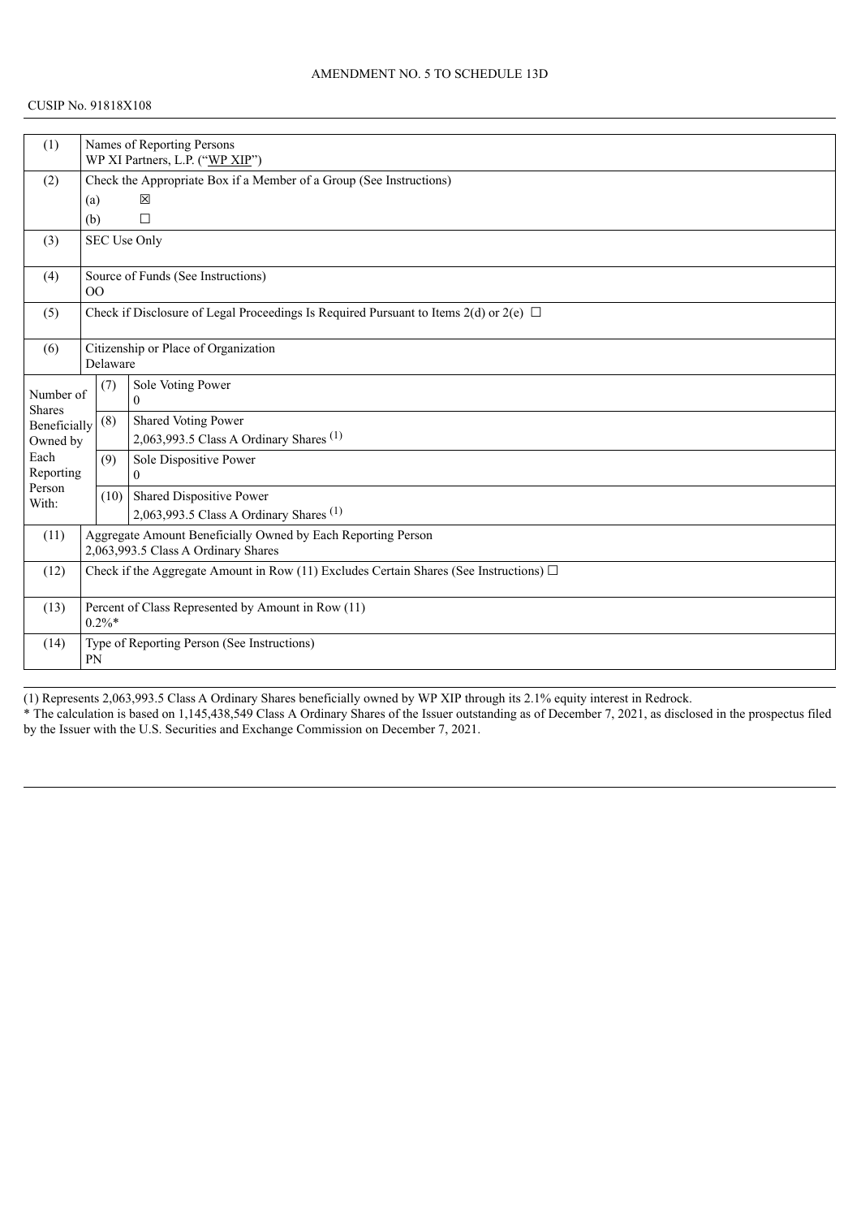AMENDMENT NO. 5 TO SCHEDULE 13D

CUSIP No. 91818X108

| (1) | Names of Reporting Persons<br>WP XI Partners, L.P. ("WP XIP") | |
|---|---|---|
| (2) | Check the Appropriate Box if a Member of a Group (See Instructions)<br>(a) ☒<br>(b) ☐ | |
| (3) | SEC Use Only | |
| (4) | Source of Funds (See Instructions)<br>OO | |
| (5) | Check if Disclosure of Legal Proceedings Is Required Pursuant to Items 2(d) or 2(e) ☐ | |
| (6) | Citizenship or Place of Organization<br>Delaware | |
| Number of Shares Beneficially Owned by Each Reporting Person With: | (7) | Sole Voting Power<br>0 |
| | (8) | Shared Voting Power<br>2,063,993.5 Class A Ordinary Shares (1) |
| | (9) | Sole Dispositive Power<br>0 |
| | (10) | Shared Dispositive Power<br>2,063,993.5 Class A Ordinary Shares (1) |
| (11) | Aggregate Amount Beneficially Owned by Each Reporting Person<br>2,063,993.5 Class A Ordinary Shares | |
| (12) | Check if the Aggregate Amount in Row (11) Excludes Certain Shares (See Instructions) ☐ | |
| (13) | Percent of Class Represented by Amount in Row (11)<br>0.2%* | |
| (14) | Type of Reporting Person (See Instructions)<br>PN | |

(1) Represents 2,063,993.5 Class A Ordinary Shares beneficially owned by WP XIP through its 2.1% equity interest in Redrock.

* The calculation is based on 1,145,438,549 Class A Ordinary Shares of the Issuer outstanding as of December 7, 2021, as disclosed in the prospectus filed by the Issuer with the U.S. Securities and Exchange Commission on December 7, 2021.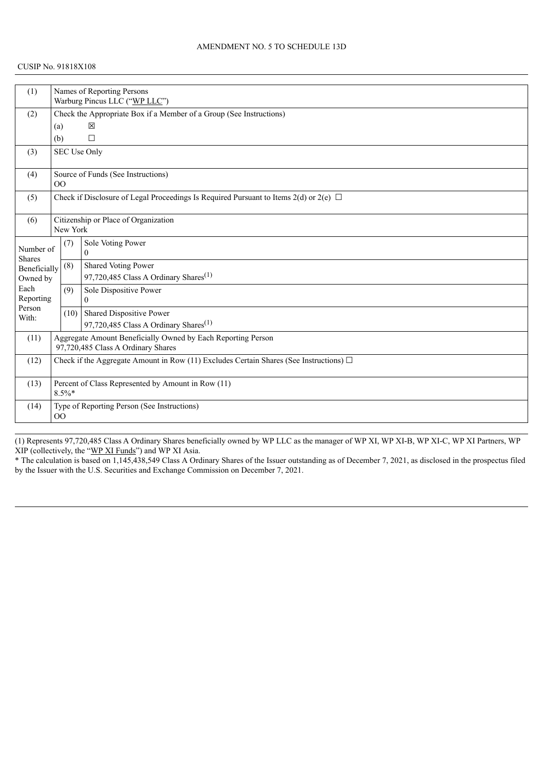AMENDMENT NO. 5 TO SCHEDULE 13D

CUSIP No. 91818X108

| (1) | Names of Reporting Persons<br>Warburg Pincus LLC ("WP LLC") | | |
|---|---|---|---|
| (2) | Check the Appropriate Box if a Member of a Group (See Instructions)<br>(a) ☒<br>(b) ☐ | | |
| (3) | SEC Use Only | | |
| (4) | Source of Funds (See Instructions)<br>OO | | |
| (5) | Check if Disclosure of Legal Proceedings Is Required Pursuant to Items 2(d) or 2(e) ☐ | | |
| (6) | Citizenship or Place of Organization<br>New York | | |
| Number of Shares Beneficially Owned by Each Reporting Person With: | (7) | Sole Voting Power<br>0 | |
| | (8) | Shared Voting Power<br>97,720,485 Class A Ordinary Shares(1) | |
| | (9) | Sole Dispositive Power<br>0 | |
| | (10) | Shared Dispositive Power<br>97,720,485 Class A Ordinary Shares(1) | |
| (11) | Aggregate Amount Beneficially Owned by Each Reporting Person<br>97,720,485 Class A Ordinary Shares | | |
| (12) | Check if the Aggregate Amount in Row (11) Excludes Certain Shares (See Instructions) ☐ | | |
| (13) | Percent of Class Represented by Amount in Row (11)<br>8.5%* | | |
| (14) | Type of Reporting Person (See Instructions)<br>OO | | |

(1) Represents 97,720,485 Class A Ordinary Shares beneficially owned by WP LLC as the manager of WP XI, WP XI-B, WP XI-C, WP XI Partners, WP XIP (collectively, the "WP XI Funds") and WP XI Asia.

* The calculation is based on 1,145,438,549 Class A Ordinary Shares of the Issuer outstanding as of December 7, 2021, as disclosed in the prospectus filed by the Issuer with the U.S. Securities and Exchange Commission on December 7, 2021.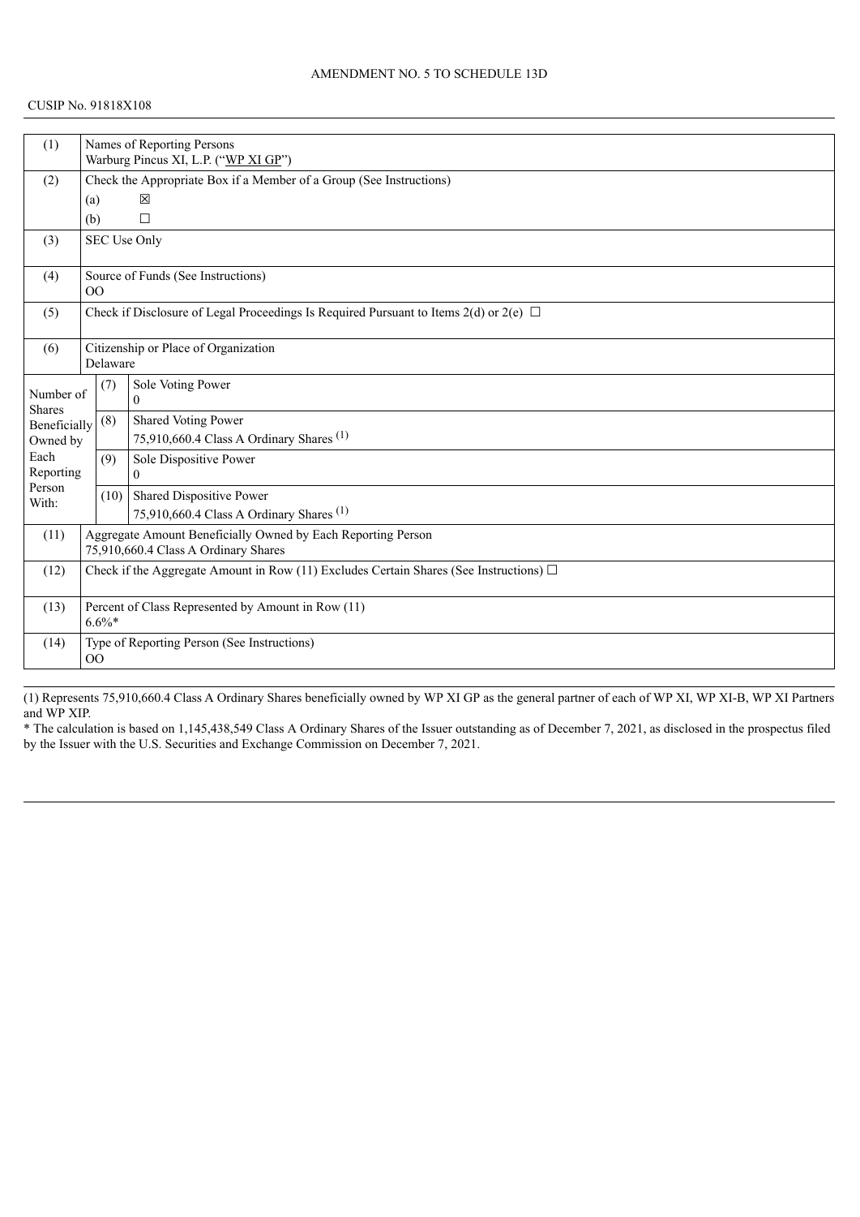AMENDMENT NO. 5 TO SCHEDULE 13D

CUSIP No. 91818X108

| (1) | Names of Reporting Persons<br>Warburg Pincus XI, L.P. ("WP XI GP") | |
|---|---|---|
| (2) | Check the Appropriate Box if a Member of a Group (See Instructions)<br>(a) ☒<br>(b) ☐ | |
| (3) | SEC Use Only | |
| (4) | Source of Funds (See Instructions)<br>OO | |
| (5) | Check if Disclosure of Legal Proceedings Is Required Pursuant to Items 2(d) or 2(e) ☐ | |
| (6) | Citizenship or Place of Organization<br>Delaware | |
| Number of Shares Beneficially Owned by Each Reporting Person With: | (7) | Sole Voting Power<br>0 |
| | (8) | Shared Voting Power<br>75,910,660.4 Class A Ordinary Shares (1) |
| | (9) | Sole Dispositive Power<br>0 |
| | (10) | Shared Dispositive Power<br>75,910,660.4 Class A Ordinary Shares (1) |
| (11) | Aggregate Amount Beneficially Owned by Each Reporting Person<br>75,910,660.4 Class A Ordinary Shares | |
| (12) | Check if the Aggregate Amount in Row (11) Excludes Certain Shares (See Instructions) ☐ | |
| (13) | Percent of Class Represented by Amount in Row (11)<br>6.6%* | |
| (14) | Type of Reporting Person (See Instructions)<br>OO | |

(1) Represents 75,910,660.4 Class A Ordinary Shares beneficially owned by WP XI GP as the general partner of each of WP XI, WP XI-B, WP XI Partners and WP XIP.

* The calculation is based on 1,145,438,549 Class A Ordinary Shares of the Issuer outstanding as of December 7, 2021, as disclosed in the prospectus filed by the Issuer with the U.S. Securities and Exchange Commission on December 7, 2021.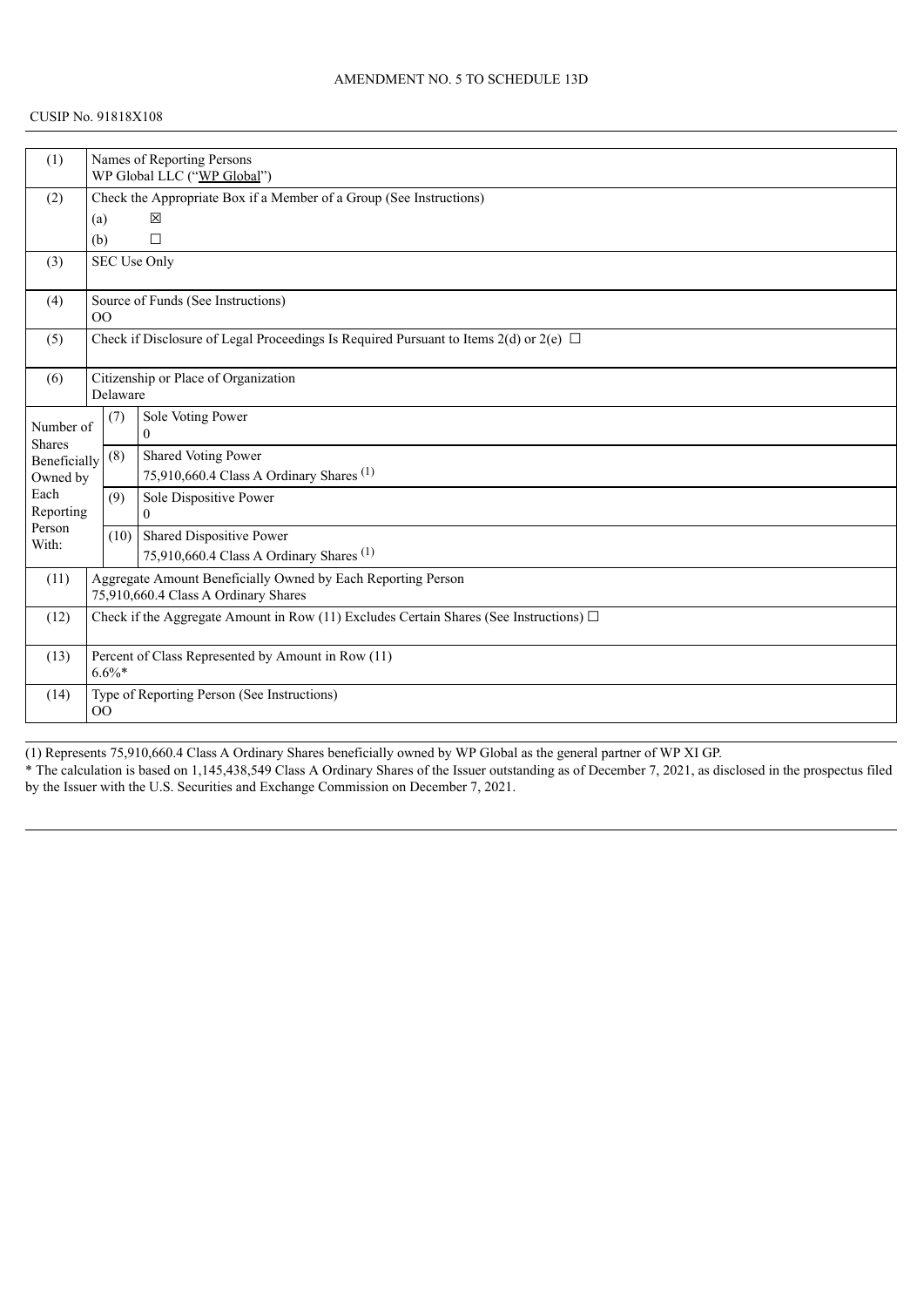AMENDMENT NO. 5 TO SCHEDULE 13D

CUSIP No. 91818X108

| (1) | Names of Reporting Persons<br>WP Global LLC ("WP Global") | | |
|---|---|---|---|
| (2) | Check the Appropriate Box if a Member of a Group (See Instructions)<br>(a) ☒<br>(b) ☐ | | |
| (3) | SEC Use Only | | |
| (4) | Source of Funds (See Instructions)<br>OO | | |
| (5) | Check if Disclosure of Legal Proceedings Is Required Pursuant to Items 2(d) or 2(e) ☐ | | |
| (6) | Citizenship or Place of Organization<br>Delaware | | |
| Number of Shares Beneficially Owned by Each Reporting Person With: | (7) | Sole Voting Power<br>0 | |
| | (8) | Shared Voting Power<br>75,910,660.4 Class A Ordinary Shares (1) | |
| | (9) | Sole Dispositive Power<br>0 | |
| | (10) | Shared Dispositive Power<br>75,910,660.4 Class A Ordinary Shares (1) | |
| (11) | Aggregate Amount Beneficially Owned by Each Reporting Person<br>75,910,660.4 Class A Ordinary Shares | | |
| (12) | Check if the Aggregate Amount in Row (11) Excludes Certain Shares (See Instructions) ☐ | | |
| (13) | Percent of Class Represented by Amount in Row (11)<br>6.6%* | | |
| (14) | Type of Reporting Person (See Instructions)<br>OO | | |

(1) Represents 75,910,660.4 Class A Ordinary Shares beneficially owned by WP Global as the general partner of WP XI GP.

* The calculation is based on 1,145,438,549 Class A Ordinary Shares of the Issuer outstanding as of December 7, 2021, as disclosed in the prospectus filed by the Issuer with the U.S. Securities and Exchange Commission on December 7, 2021.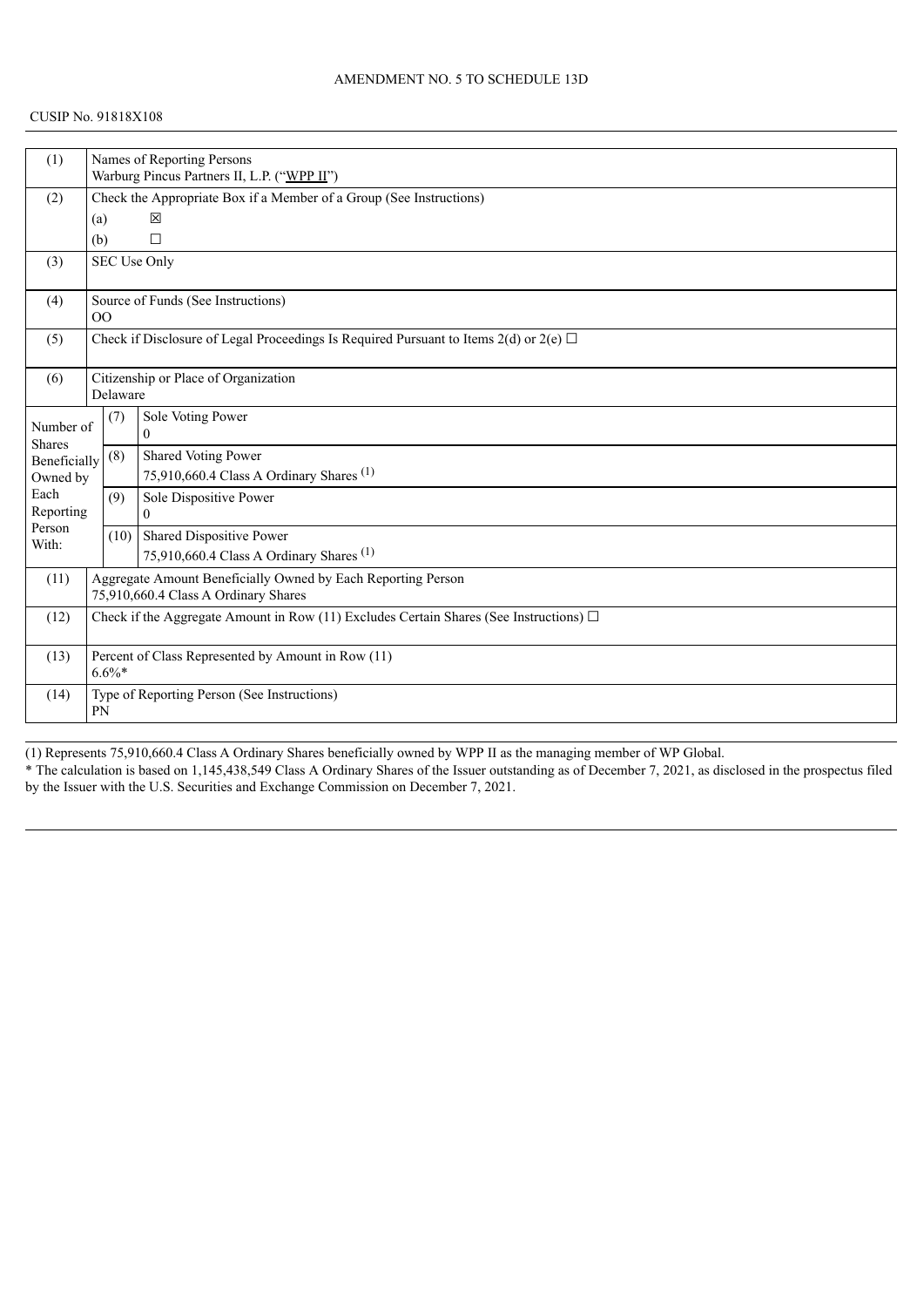AMENDMENT NO. 5 TO SCHEDULE 13D

CUSIP No. 91818X108

| | | |
|---|---|---|
| (1) | Names of Reporting Persons<br>Warburg Pincus Partners II, L.P. ("WPP II") | |
| (2) | Check the Appropriate Box if a Member of a Group (See Instructions)<br>(a) ☒<br>(b) ☐ | |
| (3) | SEC Use Only | |
| (4) | Source of Funds (See Instructions)<br>OO | |
| (5) | Check if Disclosure of Legal Proceedings Is Required Pursuant to Items 2(d) or 2(e) ☐ | |
| (6) | Citizenship or Place of Organization<br>Delaware | |
| Number of Shares Beneficially Owned by Each Reporting Person With: | (7) | Sole Voting Power<br>0 |
| | (8) | Shared Voting Power<br>75,910,660.4 Class A Ordinary Shares [(1)] |
| | (9) | Sole Dispositive Power<br>0 |
| | (10) | Shared Dispositive Power<br>75,910,660.4 Class A Ordinary Shares [(1)] |
| (11) | Aggregate Amount Beneficially Owned by Each Reporting Person<br>75,910,660.4 Class A Ordinary Shares | |
| (12) | Check if the Aggregate Amount in Row (11) Excludes Certain Shares (See Instructions) ☐ | |
| (13) | Percent of Class Represented by Amount in Row (11)<br>6.6%* | |
| (14) | Type of Reporting Person (See Instructions)<br>PN | |

(1) Represents 75,910,660.4 Class A Ordinary Shares beneficially owned by WPP II as the managing member of WP Global.

* The calculation is based on 1,145,438,549 Class A Ordinary Shares of the Issuer outstanding as of December 7, 2021, as disclosed in the prospectus filed by the Issuer with the U.S. Securities and Exchange Commission on December 7, 2021.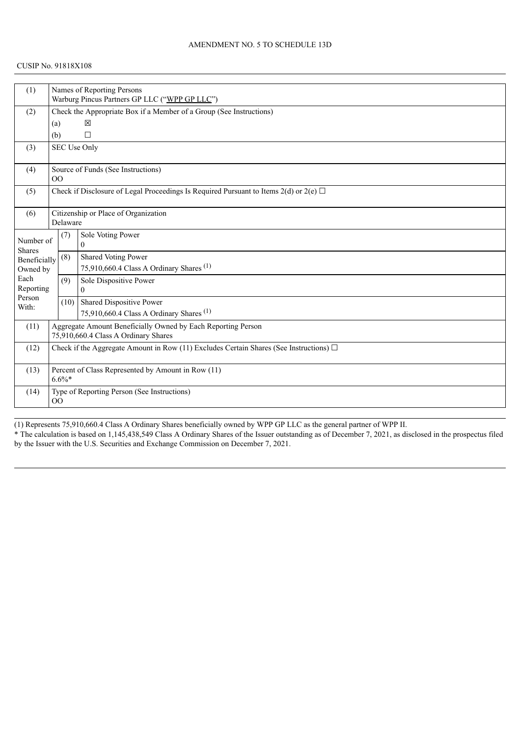AMENDMENT NO. 5 TO SCHEDULE 13D

CUSIP No. 91818X108

| | | | |
|---|---|---|---|
| (1) | Names of Reporting Persons<br>Warburg Pincus Partners GP LLC ("WPP GP LLC") | | |
| (2) | Check the Appropriate Box if a Member of a Group (See Instructions)<br>(a) ☒<br>(b) ☐ | | |
| (3) | SEC Use Only | | |
| (4) | Source of Funds (See Instructions)<br>OO | | |
| (5) | Check if Disclosure of Legal Proceedings Is Required Pursuant to Items 2(d) or 2(e) ☐ | | |
| (6) | Citizenship or Place of Organization<br>Delaware | | |
| Number of Shares Beneficially Owned by Each Reporting Person With: | (7) | Sole Voting Power<br>0 | |
| | (8) | Shared Voting Power<br>75,910,660.4 Class A Ordinary Shares (1) | |
| | (9) | Sole Dispositive Power<br>0 | |
| | (10) | Shared Dispositive Power<br>75,910,660.4 Class A Ordinary Shares (1) | |
| (11) | Aggregate Amount Beneficially Owned by Each Reporting Person<br>75,910,660.4 Class A Ordinary Shares | | |
| (12) | Check if the Aggregate Amount in Row (11) Excludes Certain Shares (See Instructions) ☐ | | |
| (13) | Percent of Class Represented by Amount in Row (11)<br>6.6%* | | |
| (14) | Type of Reporting Person (See Instructions)<br>OO | | |

(1) Represents 75,910,660.4 Class A Ordinary Shares beneficially owned by WPP GP LLC as the general partner of WPP II.

* The calculation is based on 1,145,438,549 Class A Ordinary Shares of the Issuer outstanding as of December 7, 2021, as disclosed in the prospectus filed by the Issuer with the U.S. Securities and Exchange Commission on December 7, 2021.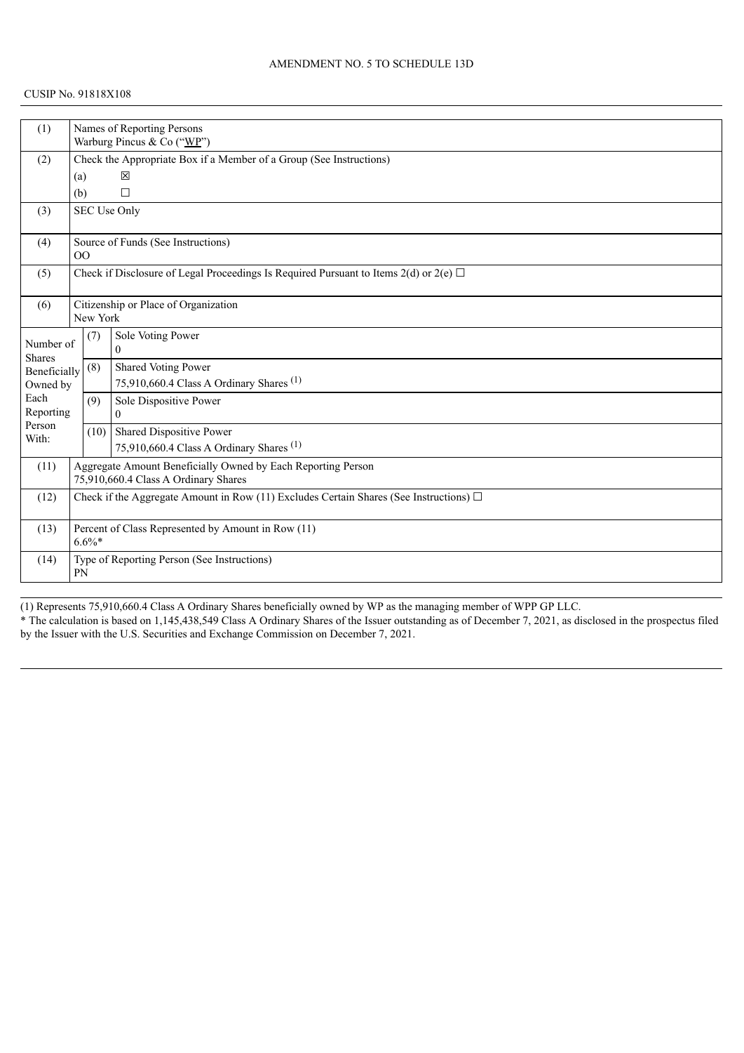AMENDMENT NO. 5 TO SCHEDULE 13D

CUSIP No. 91818X108

| | | |
|---|---|---|
| (1) | Names of Reporting Persons<br>Warburg Pincus & Co ("WP") | |
| (2) | Check the Appropriate Box if a Member of a Group (See Instructions)<br>(a) ☒<br>(b) ☐ | |
| (3) | SEC Use Only | |
| (4) | Source of Funds (See Instructions)<br>OO | |
| (5) | Check if Disclosure of Legal Proceedings Is Required Pursuant to Items 2(d) or 2(e) ☐ | |
| (6) | Citizenship or Place of Organization<br>New York | |
| Number of Shares Beneficially Owned by Each Reporting Person With: | (7) | Sole Voting Power<br>0 |
| | (8) | Shared Voting Power<br>75,910,660.4 Class A Ordinary Shares (1) |
| | (9) | Sole Dispositive Power<br>0 |
| | (10) | Shared Dispositive Power<br>75,910,660.4 Class A Ordinary Shares (1) |
| (11) | Aggregate Amount Beneficially Owned by Each Reporting Person<br>75,910,660.4 Class A Ordinary Shares | |
| (12) | Check if the Aggregate Amount in Row (11) Excludes Certain Shares (See Instructions) ☐ | |
| (13) | Percent of Class Represented by Amount in Row (11)<br>6.6%* | |
| (14) | Type of Reporting Person (See Instructions)<br>PN | |

(1) Represents 75,910,660.4 Class A Ordinary Shares beneficially owned by WP as the managing member of WPP GP LLC.

* The calculation is based on 1,145,438,549 Class A Ordinary Shares of the Issuer outstanding as of December 7, 2021, as disclosed in the prospectus filed by the Issuer with the U.S. Securities and Exchange Commission on December 7, 2021.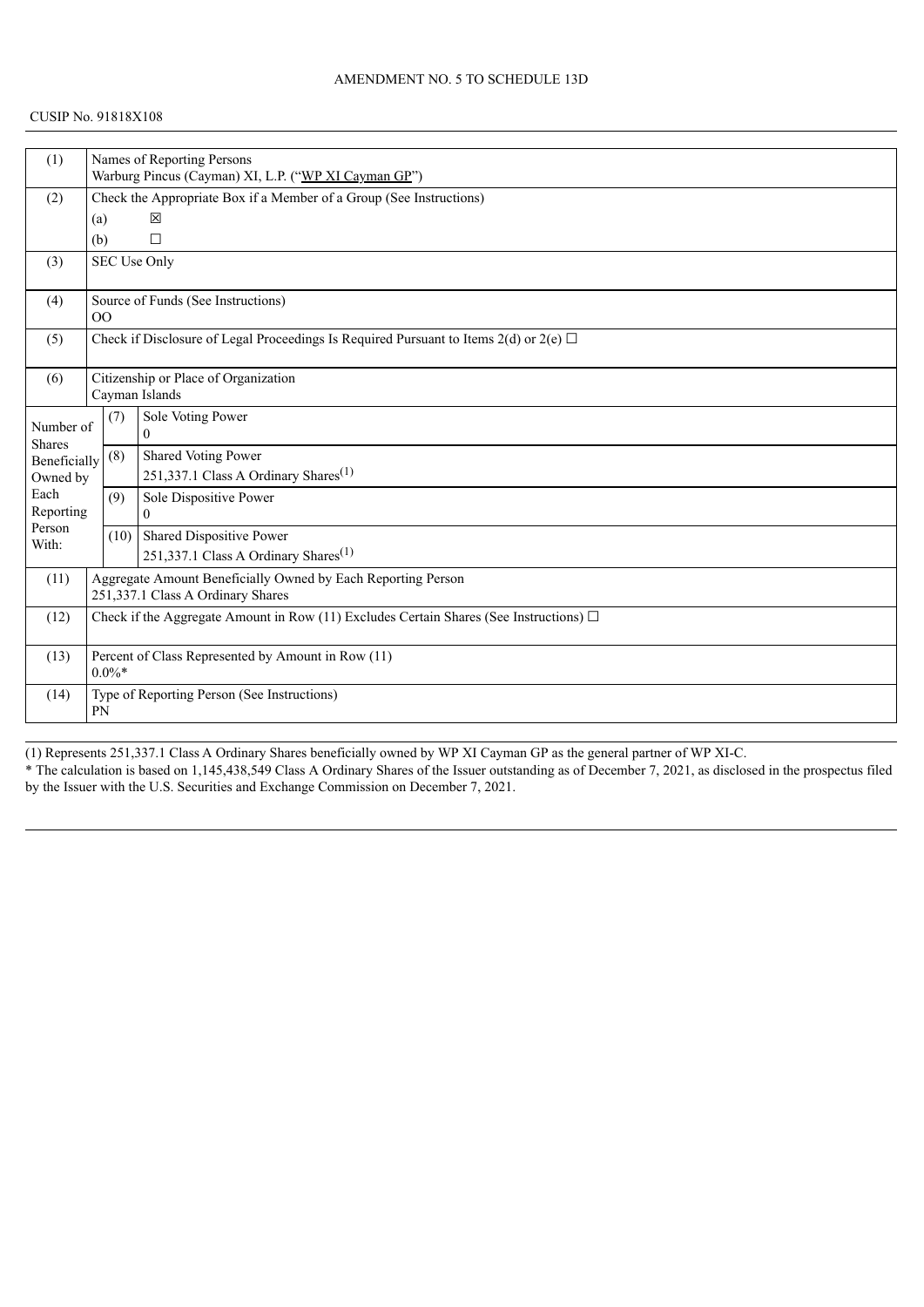AMENDMENT NO. 5 TO SCHEDULE 13D

CUSIP No. 91818X108

| | | |
|---|---|---|
| (1) | Names of Reporting Persons<br>Warburg Pincus (Cayman) XI, L.P. ("WP XI Cayman GP") | |
| (2) | Check the Appropriate Box if a Member of a Group (See Instructions)<br>(a) ☒<br>(b) ☐ | |
| (3) | SEC Use Only | |
| (4) | Source of Funds (See Instructions)<br>OO | |
| (5) | Check if Disclosure of Legal Proceedings Is Required Pursuant to Items 2(d) or 2(e) ☐ | |
| (6) | Citizenship or Place of Organization<br>Cayman Islands | |
| Number of Shares Beneficially Owned by Each Reporting Person With: | (7) | Sole Voting Power<br>0 |
| | (8) | Shared Voting Power<br>251,337.1 Class A Ordinary Shares(1) |
| | (9) | Sole Dispositive Power<br>0 |
| | (10) | Shared Dispositive Power<br>251,337.1 Class A Ordinary Shares(1) |
| (11) | Aggregate Amount Beneficially Owned by Each Reporting Person<br>251,337.1 Class A Ordinary Shares | |
| (12) | Check if the Aggregate Amount in Row (11) Excludes Certain Shares (See Instructions) ☐ | |
| (13) | Percent of Class Represented by Amount in Row (11)<br>0.0%* | |
| (14) | Type of Reporting Person (See Instructions)<br>PN | |

(1) Represents 251,337.1 Class A Ordinary Shares beneficially owned by WP XI Cayman GP as the general partner of WP XI-C.

* The calculation is based on 1,145,438,549 Class A Ordinary Shares of the Issuer outstanding as of December 7, 2021, as disclosed in the prospectus filed by the Issuer with the U.S. Securities and Exchange Commission on December 7, 2021.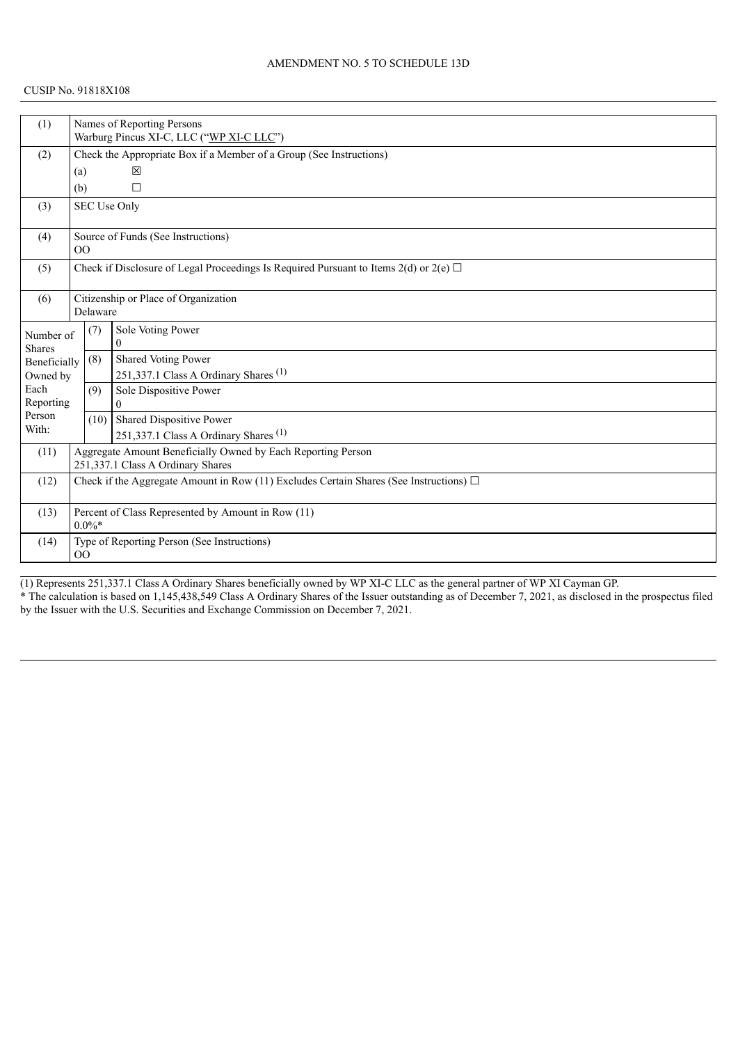AMENDMENT NO. 5 TO SCHEDULE 13D

CUSIP No. 91818X108

| (1) | Names of Reporting Persons<br>Warburg Pincus XI-C, LLC ("WP XI-C LLC") | | |
|---|---|---|---|
| (2) | Check the Appropriate Box if a Member of a Group (See Instructions)<br>(a) ☒<br>(b) ☐ | | |
| (3) | SEC Use Only | | |
| (4) | Source of Funds (See Instructions)<br>OO | | |
| (5) | Check if Disclosure of Legal Proceedings Is Required Pursuant to Items 2(d) or 2(e) ☐ | | |
| (6) | Citizenship or Place of Organization<br>Delaware | | |
| Number of Shares Beneficially Owned by Each Reporting Person With: | (7) | Sole Voting Power<br>0 | |
| | (8) | Shared Voting Power<br>251,337.1 Class A Ordinary Shares (1) | |
| | (9) | Sole Dispositive Power<br>0 | |
| | (10) | Shared Dispositive Power<br>251,337.1 Class A Ordinary Shares (1) | |
| (11) | Aggregate Amount Beneficially Owned by Each Reporting Person<br>251,337.1 Class A Ordinary Shares | | |
| (12) | Check if the Aggregate Amount in Row (11) Excludes Certain Shares (See Instructions) ☐ | | |
| (13) | Percent of Class Represented by Amount in Row (11)<br>0.0%* | | |
| (14) | Type of Reporting Person (See Instructions)<br>OO | | |

(1) Represents 251,337.1 Class A Ordinary Shares beneficially owned by WP XI-C LLC as the general partner of WP XI Cayman GP.

* The calculation is based on 1,145,438,549 Class A Ordinary Shares of the Issuer outstanding as of December 7, 2021, as disclosed in the prospectus filed by the Issuer with the U.S. Securities and Exchange Commission on December 7, 2021.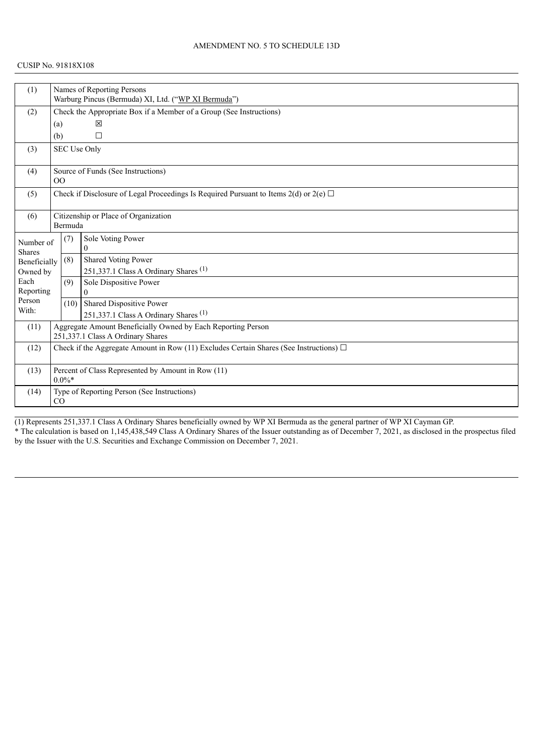AMENDMENT NO. 5 TO SCHEDULE 13D

CUSIP No. 91818X108

| (1) | Names of Reporting Persons<br>Warburg Pincus (Bermuda) XI, Ltd. ("WP XI Bermuda") | | |
|---|---|---|---|
| (2) | Check the Appropriate Box if a Member of a Group (See Instructions)<br>(a) ☒<br>(b) ☐ | | |
| (3) | SEC Use Only | | |
| (4) | Source of Funds (See Instructions)<br>OO | | |
| (5) | Check if Disclosure of Legal Proceedings Is Required Pursuant to Items 2(d) or 2(e) ☐ | | |
| (6) | Citizenship or Place of Organization<br>Bermuda | | |
| Number of Shares Beneficially Owned by Each Reporting Person With: | (7) | Sole Voting Power<br>0 | |
| | (8) | Shared Voting Power<br>251,337.1 Class A Ordinary Shares (1) | |
| | (9) | Sole Dispositive Power<br>0 | |
| | (10) | Shared Dispositive Power<br>251,337.1 Class A Ordinary Shares (1) | |
| (11) | Aggregate Amount Beneficially Owned by Each Reporting Person<br>251,337.1 Class A Ordinary Shares | | |
| (12) | Check if the Aggregate Amount in Row (11) Excludes Certain Shares (See Instructions) ☐ | | |
| (13) | Percent of Class Represented by Amount in Row (11)<br>0.0%* | | |
| (14) | Type of Reporting Person (See Instructions)<br>CO | | |

(1) Represents 251,337.1 Class A Ordinary Shares beneficially owned by WP XI Bermuda as the general partner of WP XI Cayman GP.

* The calculation is based on 1,145,438,549 Class A Ordinary Shares of the Issuer outstanding as of December 7, 2021, as disclosed in the prospectus filed by the Issuer with the U.S. Securities and Exchange Commission on December 7, 2021.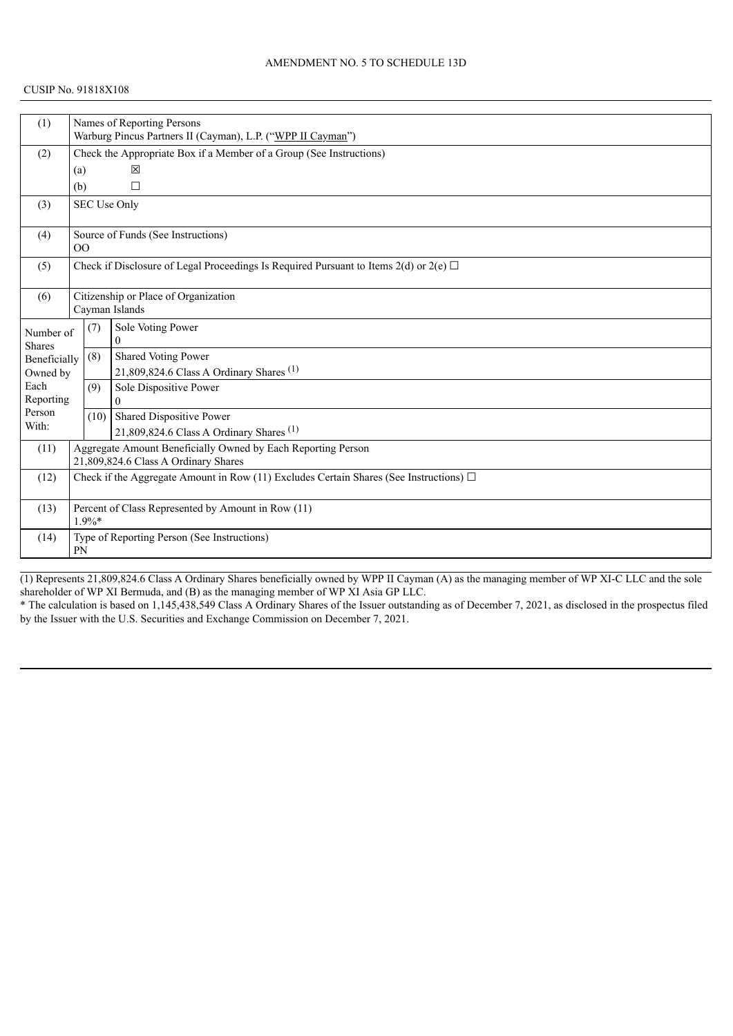AMENDMENT NO. 5 TO SCHEDULE 13D

CUSIP No. 91818X108

| (1) | Names of Reporting Persons<br>Warburg Pincus Partners II (Cayman), L.P. ("WPP II Cayman") | | |
|---|---|---|---|
| (2) | Check the Appropriate Box if a Member of a Group (See Instructions)<br>(a) ☒<br>(b) ☐ | | |
| (3) | SEC Use Only | | |
| (4) | Source of Funds (See Instructions)<br>OO | | |
| (5) | Check if Disclosure of Legal Proceedings Is Required Pursuant to Items 2(d) or 2(e) ☐ | | |
| (6) | Citizenship or Place of Organization<br>Cayman Islands | | |
| Number of Shares Beneficially Owned by Each Reporting Person With: | (7) | Sole Voting Power<br>0 | |
| | (8) | Shared Voting Power<br>21,809,824.6 Class A Ordinary Shares [(1)] | |
| | (9) | Sole Dispositive Power<br>0 | |
| | (10) | Shared Dispositive Power<br>21,809,824.6 Class A Ordinary Shares [(1)] | |
| (11) | Aggregate Amount Beneficially Owned by Each Reporting Person<br>21,809,824.6 Class A Ordinary Shares | | |
| (12) | Check if the Aggregate Amount in Row (11) Excludes Certain Shares (See Instructions) ☐ | | |
| (13) | Percent of Class Represented by Amount in Row (11)<br>1.9%* | | |
| (14) | Type of Reporting Person (See Instructions)<br>PN | | |

(1) Represents 21,809,824.6 Class A Ordinary Shares beneficially owned by WPP II Cayman (A) as the managing member of WP XI-C LLC and the sole shareholder of WP XI Bermuda, and (B) as the managing member of WP XI Asia GP LLC.

* The calculation is based on 1,145,438,549 Class A Ordinary Shares of the Issuer outstanding as of December 7, 2021, as disclosed in the prospectus filed by the Issuer with the U.S. Securities and Exchange Commission on December 7, 2021.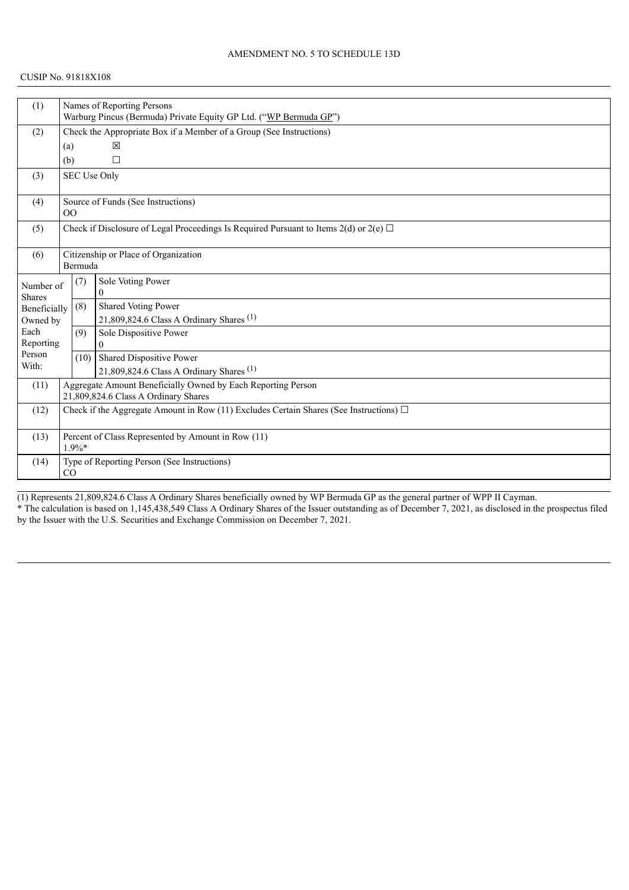AMENDMENT NO. 5 TO SCHEDULE 13D

CUSIP No. 91818X108

| (1) | Names of Reporting Persons<br>Warburg Pincus (Bermuda) Private Equity GP Ltd. ("WP Bermuda GP") | | |
|---|---|---|---|
| (2) | Check the Appropriate Box if a Member of a Group (See Instructions)<br>(a) ☒<br>(b) ☐ | | |
| (3) | SEC Use Only | | |
| (4) | Source of Funds (See Instructions)<br>OO | | |
| (5) | Check if Disclosure of Legal Proceedings Is Required Pursuant to Items 2(d) or 2(e) ☐ | | |
| (6) | Citizenship or Place of Organization<br>Bermuda | | |
| Number of Shares Beneficially Owned by Each Reporting Person With: | (7) | Sole Voting Power<br>0 | |
| | (8) | Shared Voting Power<br>21,809,824.6 Class A Ordinary Shares (1) | |
| | (9) | Sole Dispositive Power<br>0 | |
| | (10) | Shared Dispositive Power<br>21,809,824.6 Class A Ordinary Shares (1) | |
| (11) | Aggregate Amount Beneficially Owned by Each Reporting Person<br>21,809,824.6 Class A Ordinary Shares | | |
| (12) | Check if the Aggregate Amount in Row (11) Excludes Certain Shares (See Instructions) ☐ | | |
| (13) | Percent of Class Represented by Amount in Row (11)<br>1.9%* | | |
| (14) | Type of Reporting Person (See Instructions)<br>CO | | |

(1) Represents 21,809,824.6 Class A Ordinary Shares beneficially owned by WP Bermuda GP as the general partner of WPP II Cayman.

* The calculation is based on 1,145,438,549 Class A Ordinary Shares of the Issuer outstanding as of December 7, 2021, as disclosed in the prospectus filed by the Issuer with the U.S. Securities and Exchange Commission on December 7, 2021.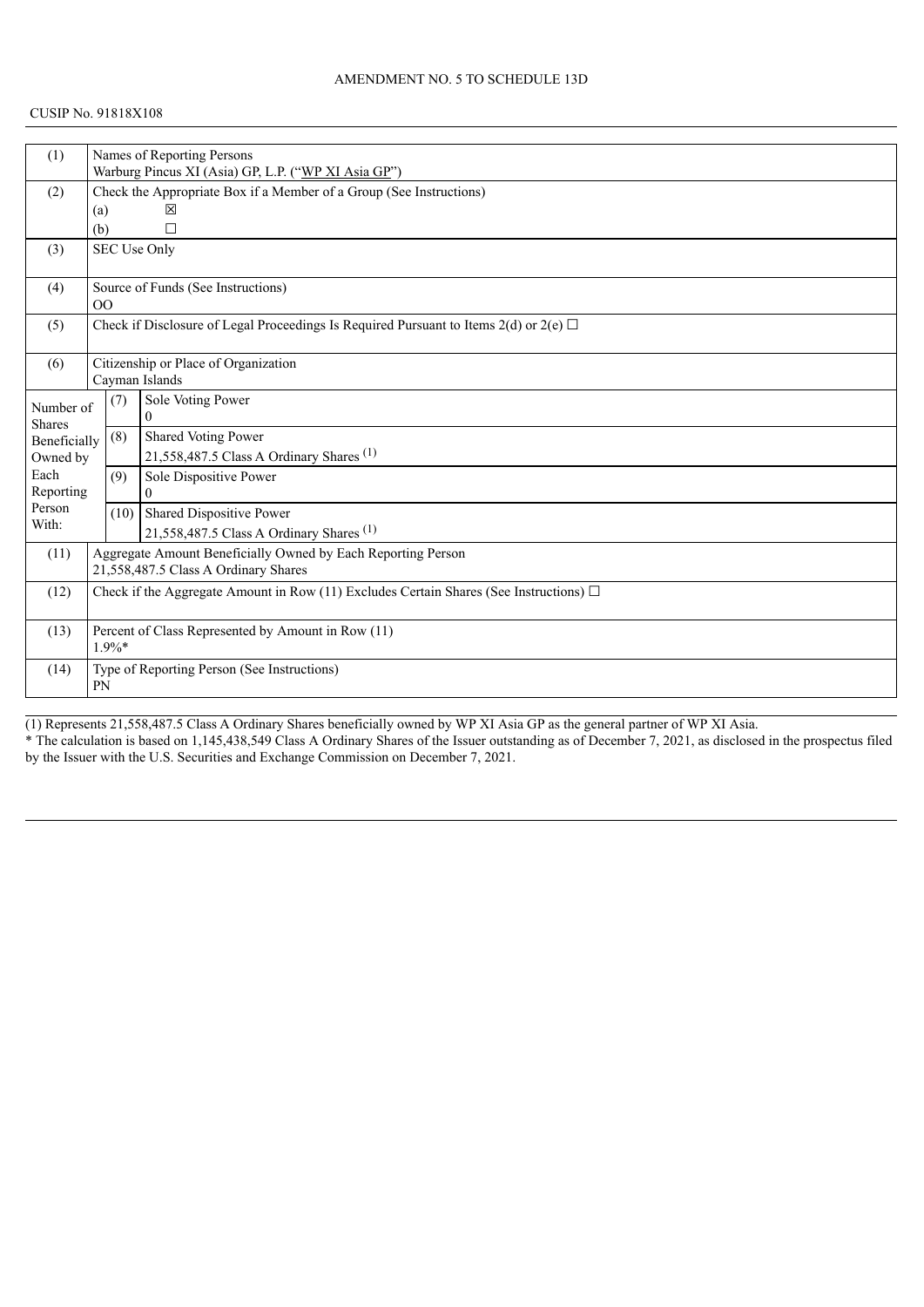AMENDMENT NO. 5 TO SCHEDULE 13D

CUSIP No. 91818X108

| (1) | Names of Reporting Persons<br>Warburg Pincus XI (Asia) GP, L.P. ("WP XI Asia GP") | | |
|---|---|---|---|
| (2) | Check the Appropriate Box if a Member of a Group (See Instructions)<br>(a) ☒<br>(b) ☐ | | |
| (3) | SEC Use Only | | |
| (4) | Source of Funds (See Instructions)<br>OO | | |
| (5) | Check if Disclosure of Legal Proceedings Is Required Pursuant to Items 2(d) or 2(e) ☐ | | |
| (6) | Citizenship or Place of Organization<br>Cayman Islands | | |
| Number of Shares Beneficially Owned by Each Reporting Person With: | (7) | Sole Voting Power<br>0 | |
| | (8) | Shared Voting Power<br>21,558,487.5 Class A Ordinary Shares (1) | |
| | (9) | Sole Dispositive Power<br>0 | |
| | (10) | Shared Dispositive Power<br>21,558,487.5 Class A Ordinary Shares (1) | |
| (11) | Aggregate Amount Beneficially Owned by Each Reporting Person<br>21,558,487.5 Class A Ordinary Shares | | |
| (12) | Check if the Aggregate Amount in Row (11) Excludes Certain Shares (See Instructions) ☐ | | |
| (13) | Percent of Class Represented by Amount in Row (11)<br>1.9%* | | |
| (14) | Type of Reporting Person (See Instructions)<br>PN | | |

(1) Represents 21,558,487.5 Class A Ordinary Shares beneficially owned by WP XI Asia GP as the general partner of WP XI Asia.

\* The calculation is based on 1,145,438,549 Class A Ordinary Shares of the Issuer outstanding as of December 7, 2021, as disclosed in the prospectus filed by the Issuer with the U.S. Securities and Exchange Commission on December 7, 2021.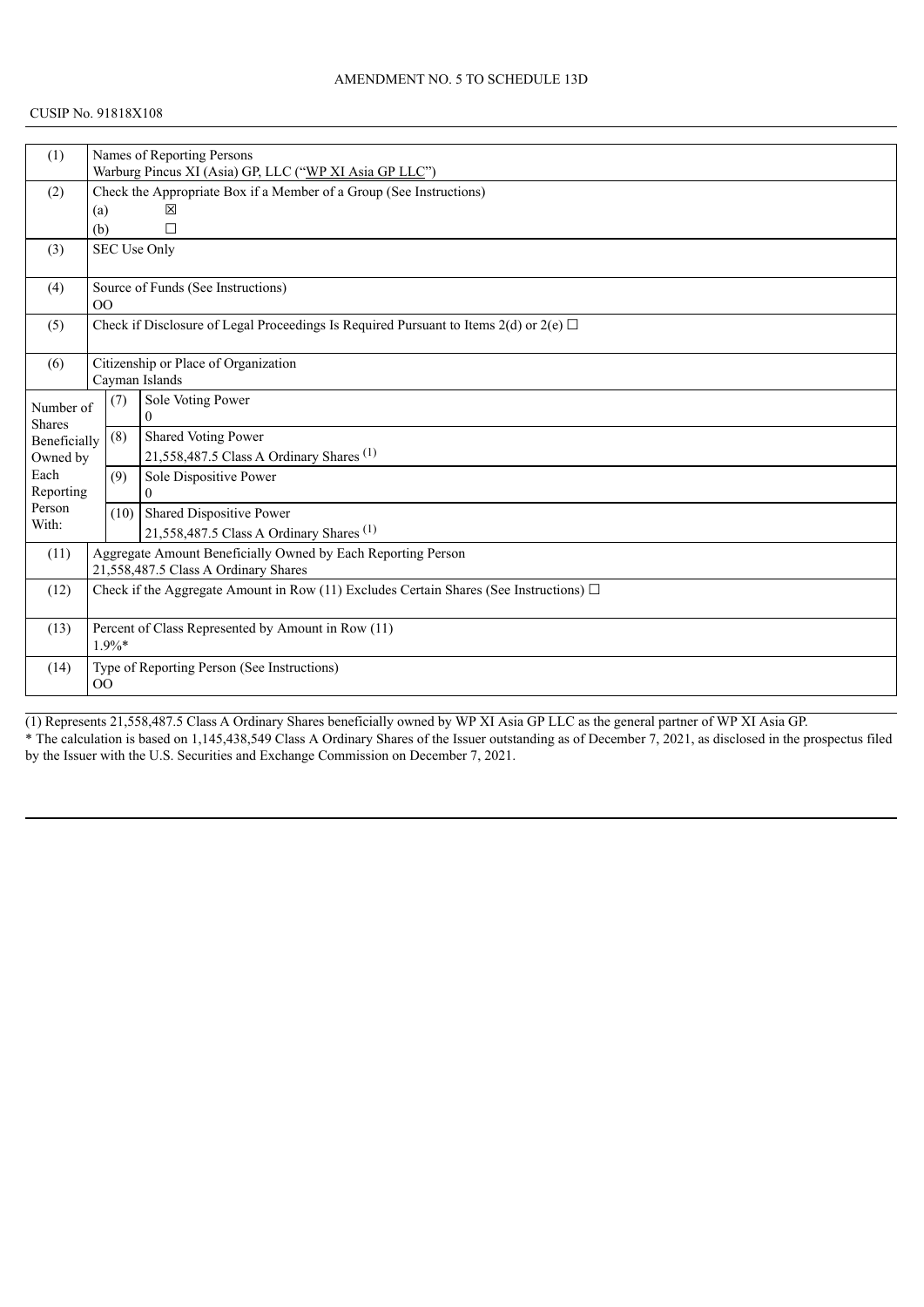AMENDMENT NO. 5 TO SCHEDULE 13D

CUSIP No. 91818X108

| | | |
|---|---|---|
| (1) | Names of Reporting Persons<br>Warburg Pincus XI (Asia) GP, LLC ("WP XI Asia GP LLC") | |
| (2) | Check the Appropriate Box if a Member of a Group (See Instructions)<br>(a) ☒<br>(b) ☐ | |
| (3) | SEC Use Only | |
| (4) | Source of Funds (See Instructions)<br>OO | |
| (5) | Check if Disclosure of Legal Proceedings Is Required Pursuant to Items 2(d) or 2(e) ☐ | |
| (6) | Citizenship or Place of Organization<br>Cayman Islands | |
| Number of Shares Beneficially Owned by Each Reporting Person With: | (7) | Sole Voting Power<br>0 |
| | (8) | Shared Voting Power<br>21,558,487.5 Class A Ordinary Shares [(1)] |
| | (9) | Sole Dispositive Power<br>0 |
| | (10) | Shared Dispositive Power<br>21,558,487.5 Class A Ordinary Shares [(1)] |
| (11) | Aggregate Amount Beneficially Owned by Each Reporting Person<br>21,558,487.5 Class A Ordinary Shares | |
| (12) | Check if the Aggregate Amount in Row (11) Excludes Certain Shares (See Instructions) ☐ | |
| (13) | Percent of Class Represented by Amount in Row (11)<br>1.9%* | |
| (14) | Type of Reporting Person (See Instructions)<br>OO | |

(1) Represents 21,558,487.5 Class A Ordinary Shares beneficially owned by WP XI Asia GP LLC as the general partner of WP XI Asia GP.

* The calculation is based on 1,145,438,549 Class A Ordinary Shares of the Issuer outstanding as of December 7, 2021, as disclosed in the prospectus filed by the Issuer with the U.S. Securities and Exchange Commission on December 7, 2021.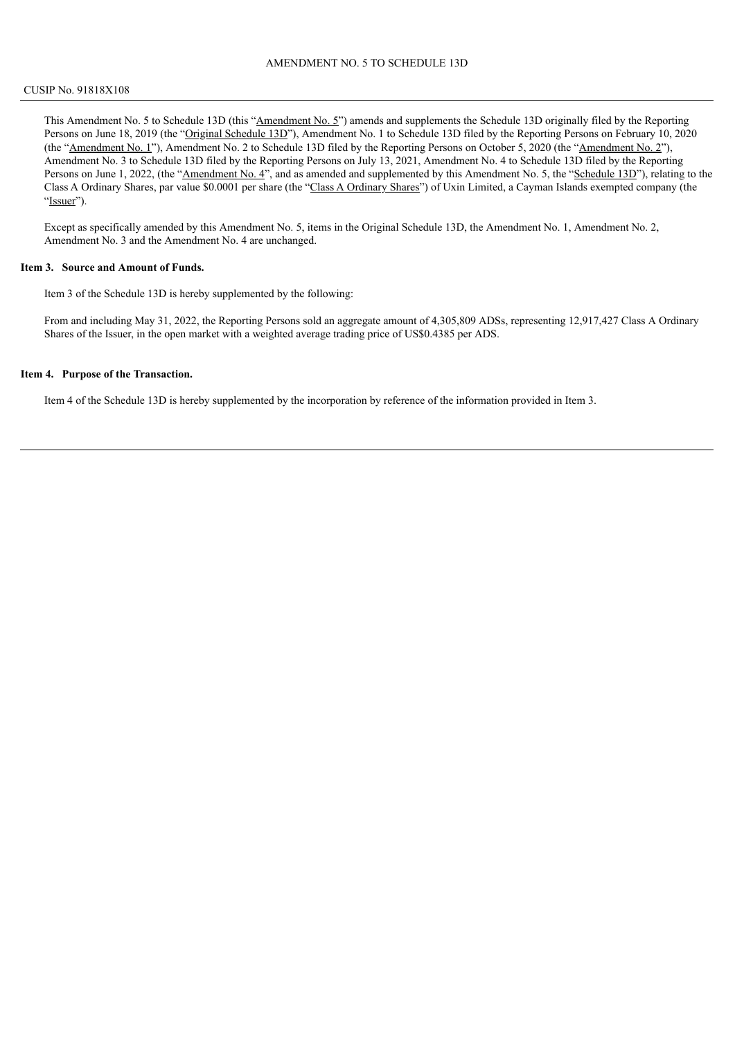AMENDMENT NO. 5 TO SCHEDULE 13D

CUSIP No. 91818X108

This Amendment No. 5 to Schedule 13D (this "Amendment No. 5") amends and supplements the Schedule 13D originally filed by the Reporting Persons on June 18, 2019 (the "Original Schedule 13D"), Amendment No. 1 to Schedule 13D filed by the Reporting Persons on February 10, 2020 (the "Amendment No. 1"), Amendment No. 2 to Schedule 13D filed by the Reporting Persons on October 5, 2020 (the "Amendment No. 2"), Amendment No. 3 to Schedule 13D filed by the Reporting Persons on July 13, 2021, Amendment No. 4 to Schedule 13D filed by the Reporting Persons on June 1, 2022, (the "Amendment No. 4", and as amended and supplemented by this Amendment No. 5, the "Schedule 13D"), relating to the Class A Ordinary Shares, par value $0.0001 per share (the "Class A Ordinary Shares") of Uxin Limited, a Cayman Islands exempted company (the "Issuer").

Except as specifically amended by this Amendment No. 5, items in the Original Schedule 13D, the Amendment No. 1, Amendment No. 2, Amendment No. 3 and the Amendment No. 4 are unchanged.

**Item 3. Source and Amount of Funds.**

Item 3 of the Schedule 13D is hereby supplemented by the following:

From and including May 31, 2022, the Reporting Persons sold an aggregate amount of 4,305,809 ADSs, representing 12,917,427 Class A Ordinary Shares of the Issuer, in the open market with a weighted average trading price of US$0.4385 per ADS.

**Item 4. Purpose of the Transaction.**

Item 4 of the Schedule 13D is hereby supplemented by the incorporation by reference of the information provided in Item 3.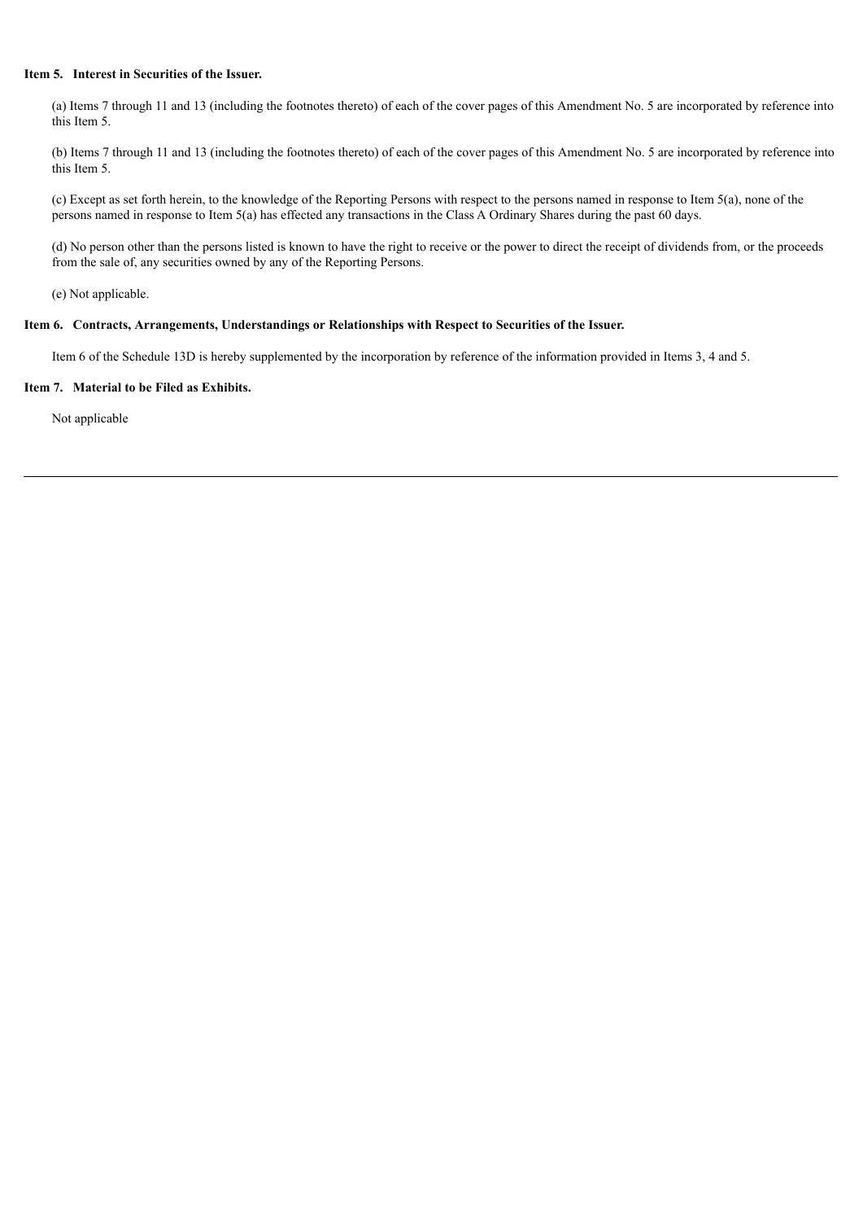**Item 5. Interest in Securities of the Issuer.**

(a) Items 7 through 11 and 13 (including the footnotes thereto) of each of the cover pages of this Amendment No. 5 are incorporated by reference into this Item 5.

(b) Items 7 through 11 and 13 (including the footnotes thereto) of each of the cover pages of this Amendment No. 5 are incorporated by reference into this Item 5.

(c) Except as set forth herein, to the knowledge of the Reporting Persons with respect to the persons named in response to Item 5(a), none of the persons named in response to Item 5(a) has effected any transactions in the Class A Ordinary Shares during the past 60 days.

(d) No person other than the persons listed is known to have the right to receive or the power to direct the receipt of dividends from, or the proceeds from the sale of, any securities owned by any of the Reporting Persons.

(e) Not applicable.

**Item 6. Contracts, Arrangements, Understandings or Relationships with Respect to Securities of the Issuer.**

Item 6 of the Schedule 13D is hereby supplemented by the incorporation by reference of the information provided in Items 3, 4 and 5.

**Item 7. Material to be Filed as Exhibits.**

Not applicable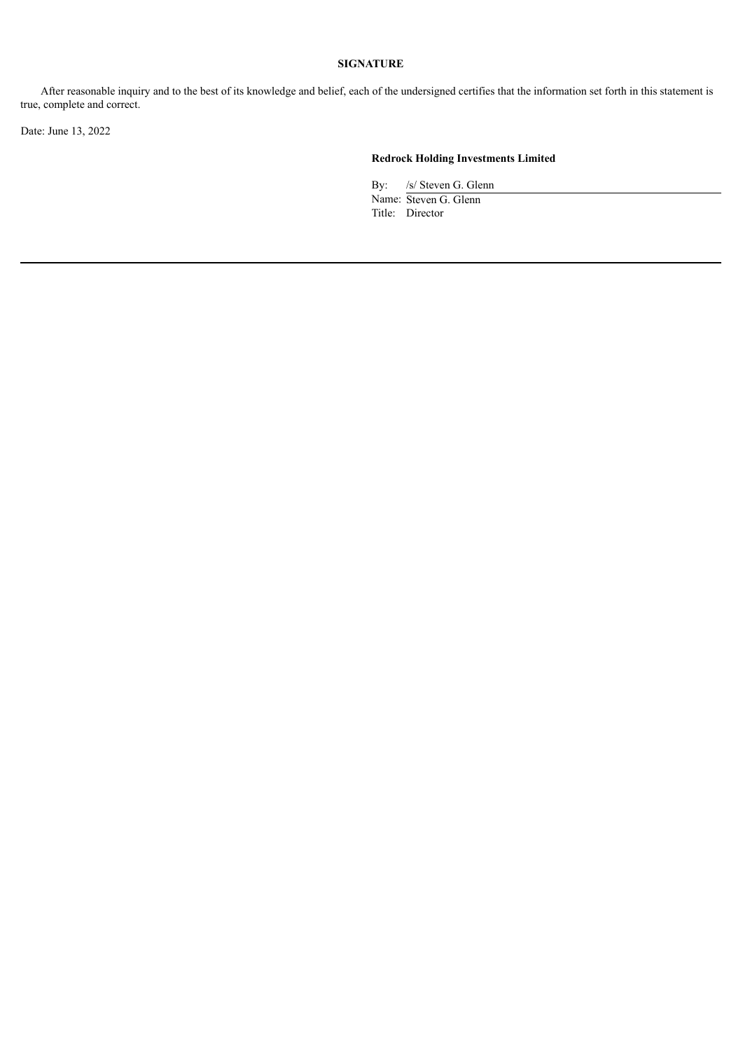**SIGNATURE**

After reasonable inquiry and to the best of its knowledge and belief, each of the undersigned certifies that the information set forth in this statement is true, complete and correct.

Date: June 13, 2022

**Redrock Holding Investments Limited**

By: /s/ Steven G. Glenn
Name: Steven G. Glenn
Title: Director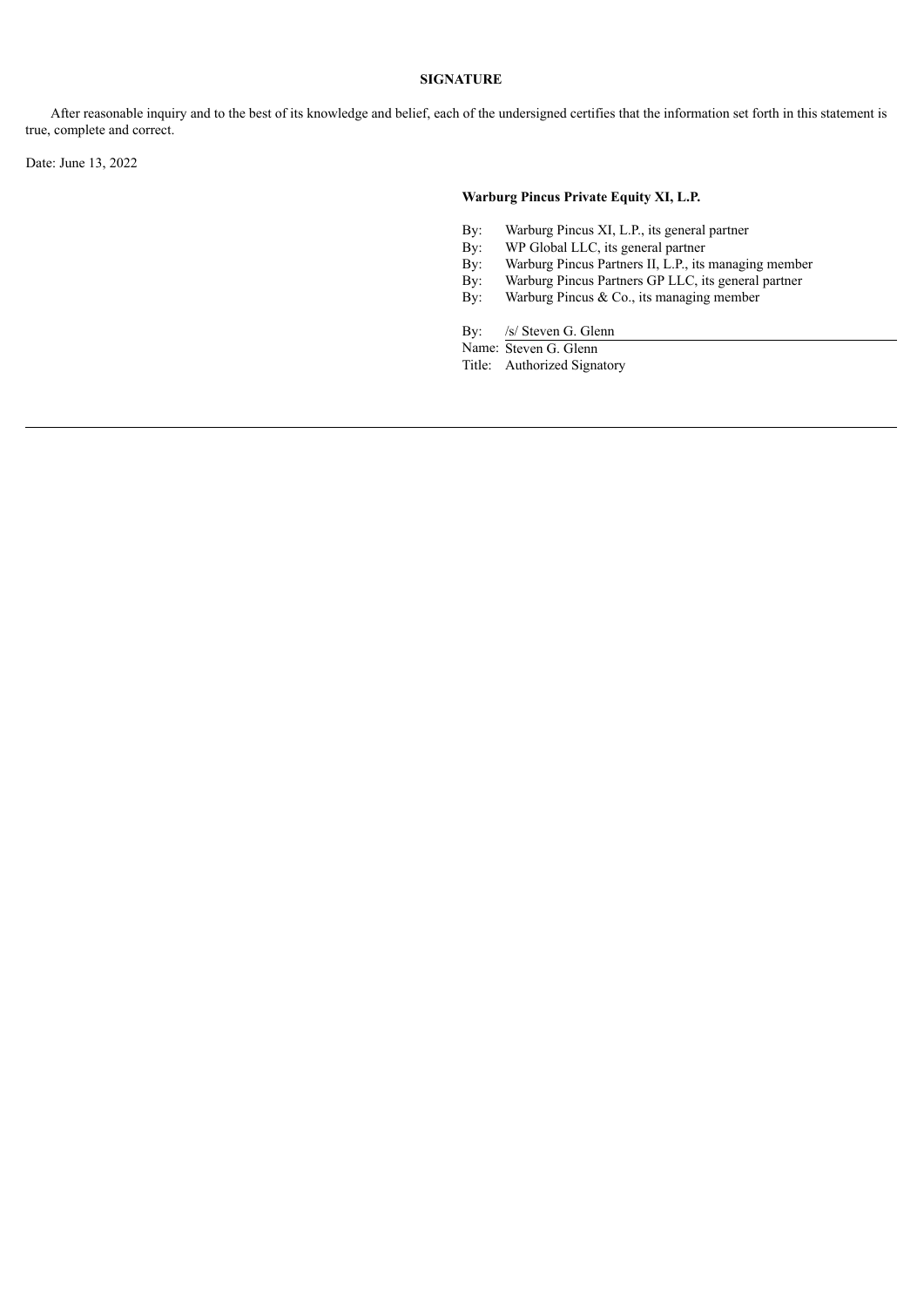**SIGNATURE**

After reasonable inquiry and to the best of its knowledge and belief, each of the undersigned certifies that the information set forth in this statement is true, complete and correct.

Date: June 13, 2022

**Warburg Pincus Private Equity XI, L.P.**

By: Warburg Pincus XI, L.P., its general partner
By: WP Global LLC, its general partner
By: Warburg Pincus Partners II, L.P., its managing member
By: Warburg Pincus Partners GP LLC, its general partner
By: Warburg Pincus & Co., its managing member

By: /s/ Steven G. Glenn
Name: Steven G. Glenn
Title: Authorized Signatory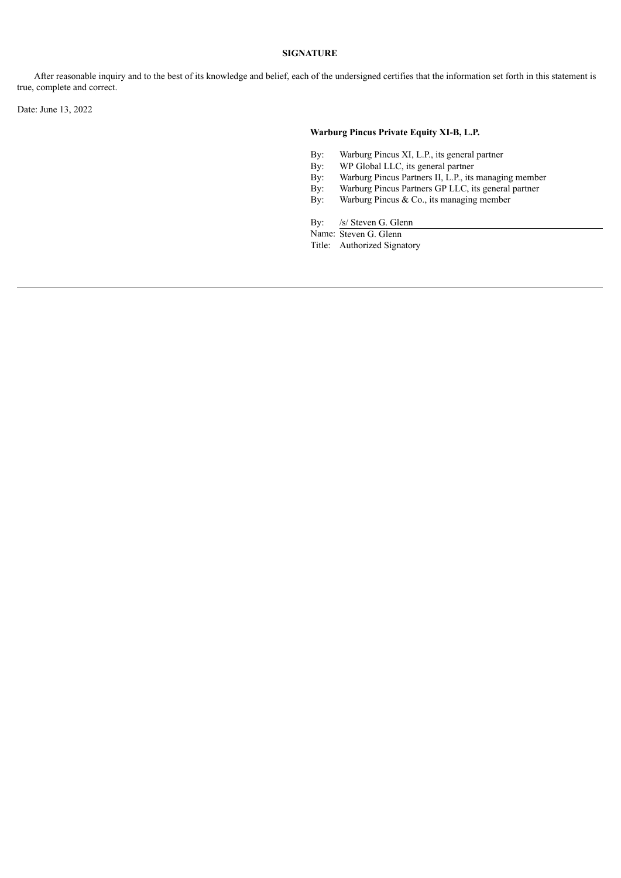**SIGNATURE**

After reasonable inquiry and to the best of its knowledge and belief, each of the undersigned certifies that the information set forth in this statement is true, complete and correct.

Date: June 13, 2022

**Warburg Pincus Private Equity XI-B, L.P.**

By: Warburg Pincus XI, L.P., its general partner
By: WP Global LLC, its general partner
By: Warburg Pincus Partners II, L.P., its managing member
By: Warburg Pincus Partners GP LLC, its general partner
By: Warburg Pincus & Co., its managing member

By: /s/ Steven G. Glenn
Name: Steven G. Glenn
Title: Authorized Signatory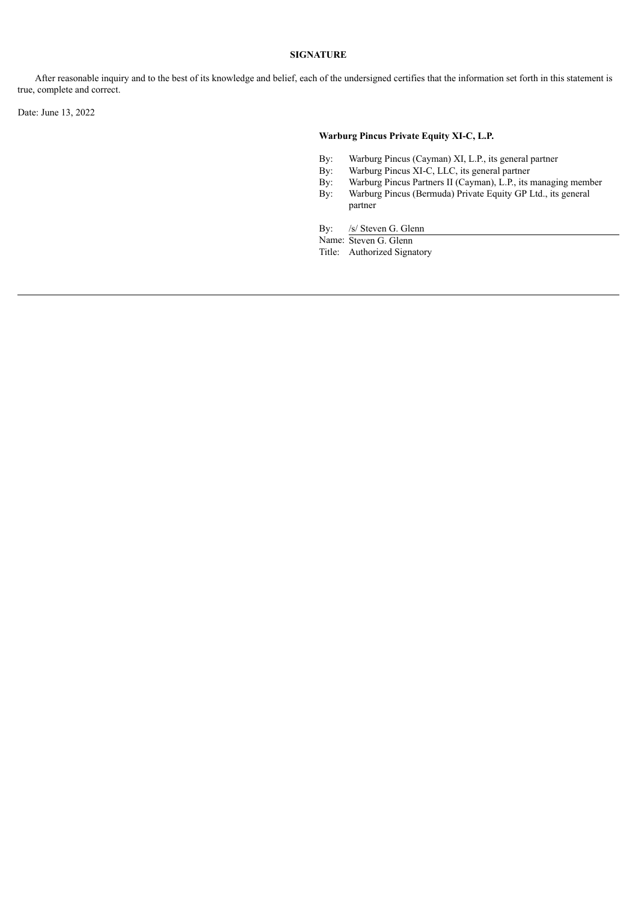**SIGNATURE**

After reasonable inquiry and to the best of its knowledge and belief, each of the undersigned certifies that the information set forth in this statement is true, complete and correct.

Date: June 13, 2022

**Warburg Pincus Private Equity XI-C, L.P.**

By: Warburg Pincus (Cayman) XI, L.P., its general partner
By: Warburg Pincus XI-C, LLC, its general partner
By: Warburg Pincus Partners II (Cayman), L.P., its managing member
By: Warburg Pincus (Bermuda) Private Equity GP Ltd., its general partner

By: /s/ Steven G. Glenn
Name: Steven G. Glenn
Title: Authorized Signatory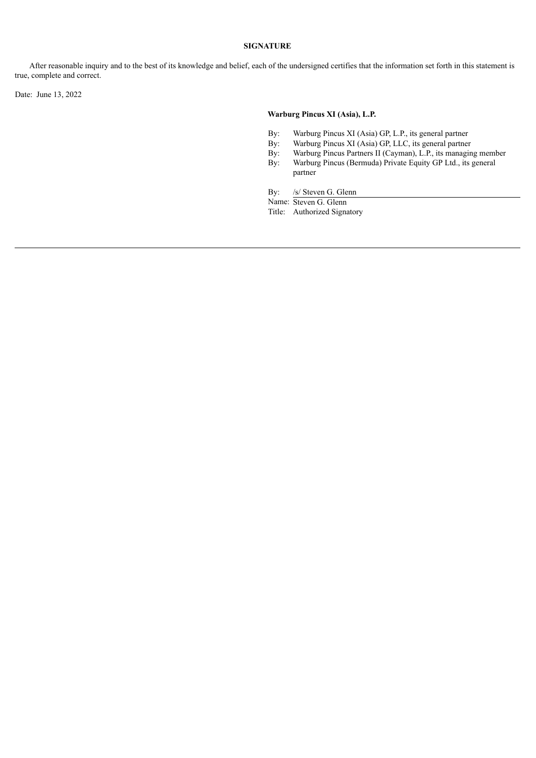**SIGNATURE**

After reasonable inquiry and to the best of its knowledge and belief, each of the undersigned certifies that the information set forth in this statement is true, complete and correct.

Date: June 13, 2022

**Warburg Pincus XI (Asia), L.P.**

By: Warburg Pincus XI (Asia) GP, L.P., its general partner
By: Warburg Pincus XI (Asia) GP, LLC, its general partner
By: Warburg Pincus Partners II (Cayman), L.P., its managing member
By: Warburg Pincus (Bermuda) Private Equity GP Ltd., its general partner

By: /s/ Steven G. Glenn
Name: Steven G. Glenn
Title: Authorized Signatory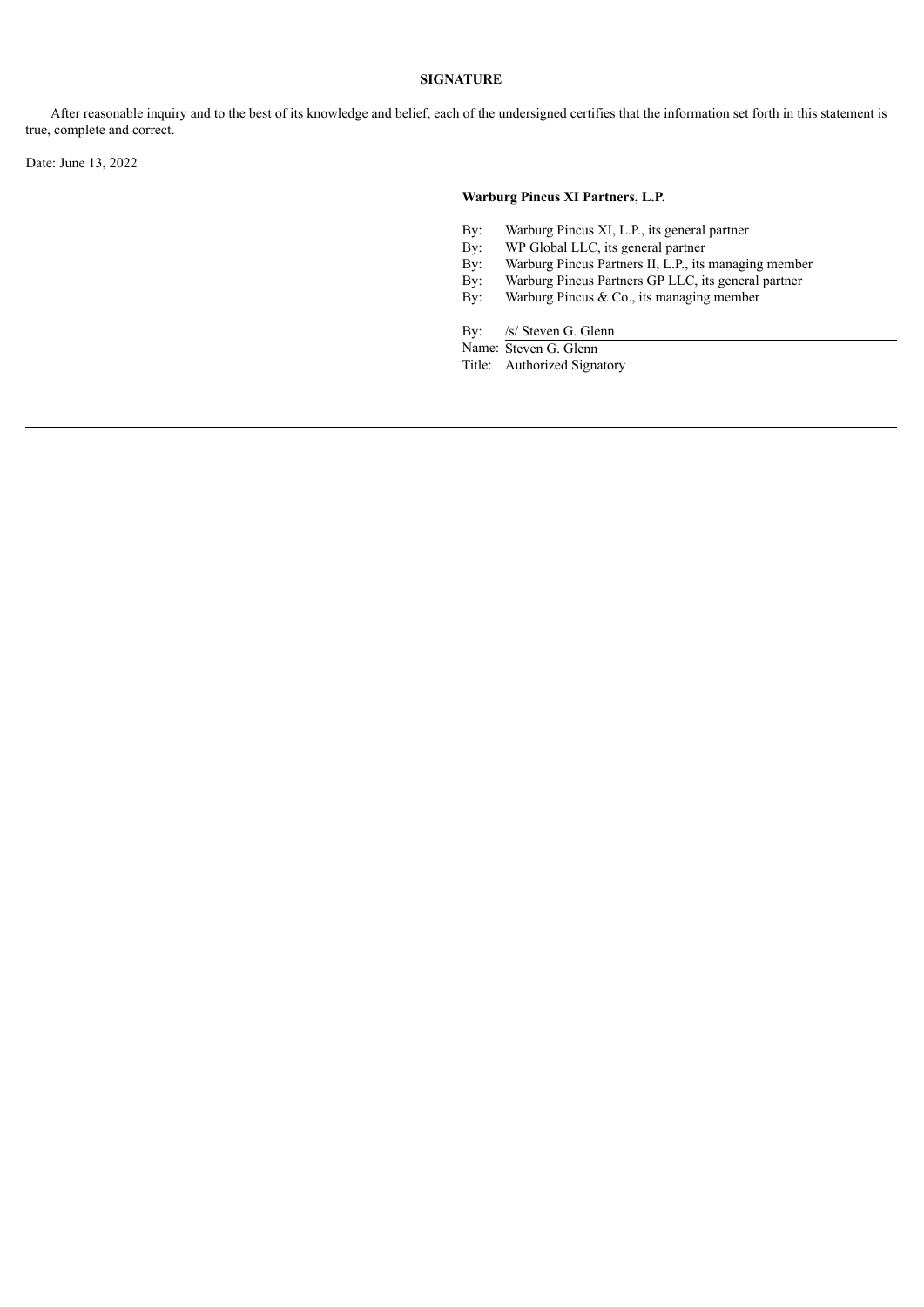**SIGNATURE**

After reasonable inquiry and to the best of its knowledge and belief, each of the undersigned certifies that the information set forth in this statement is true, complete and correct.

Date: June 13, 2022

**Warburg Pincus XI Partners, L.P.**

By: Warburg Pincus XI, L.P., its general partner
By: WP Global LLC, its general partner
By: Warburg Pincus Partners II, L.P., its managing member
By: Warburg Pincus Partners GP LLC, its general partner
By: Warburg Pincus & Co., its managing member

By: /s/ Steven G. Glenn
Name: Steven G. Glenn
Title: Authorized Signatory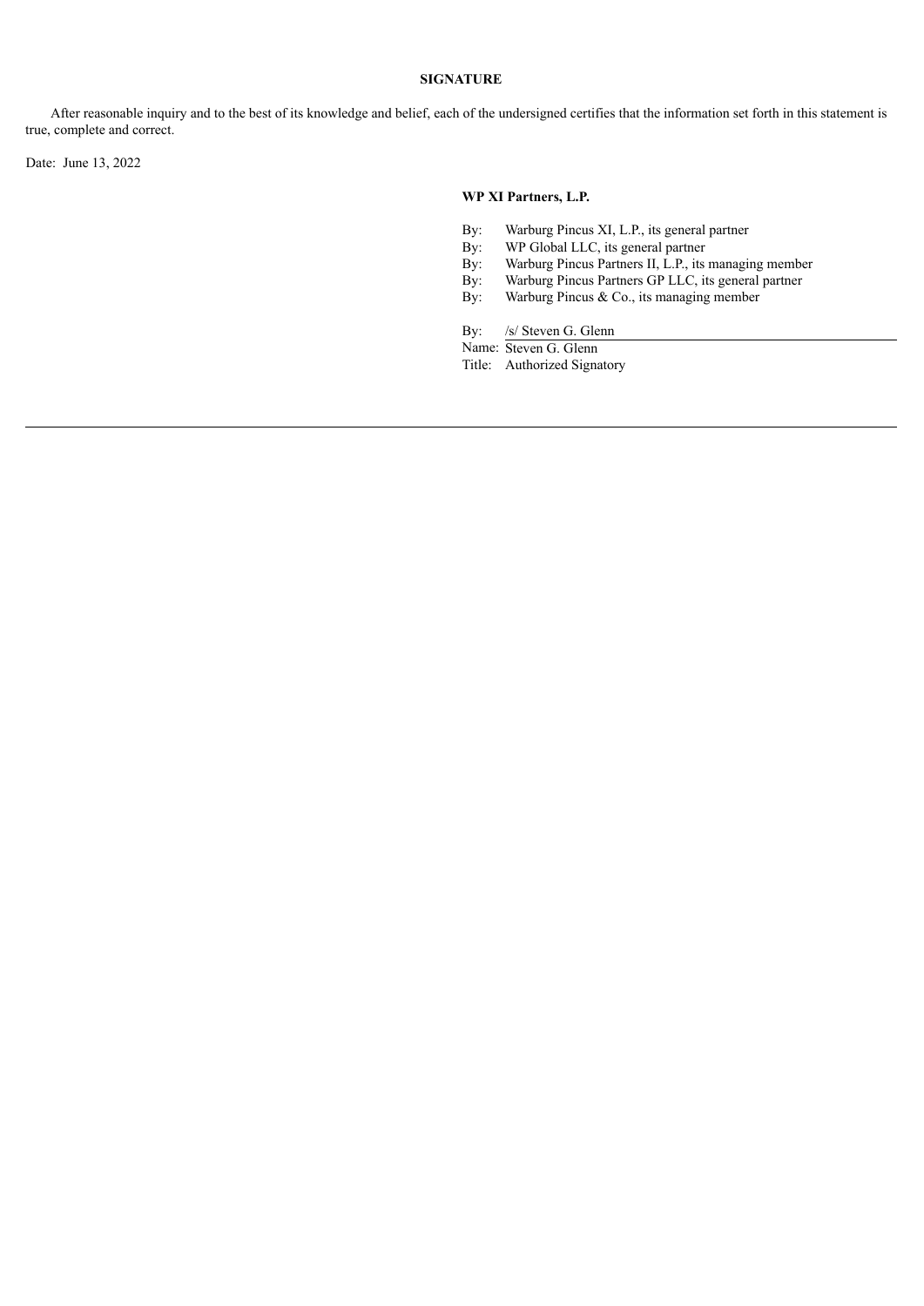**SIGNATURE**

After reasonable inquiry and to the best of its knowledge and belief, each of the undersigned certifies that the information set forth in this statement is true, complete and correct.

Date: June 13, 2022

**WP XI Partners, L.P.**

By: Warburg Pincus XI, L.P., its general partner
By: WP Global LLC, its general partner
By: Warburg Pincus Partners II, L.P., its managing member
By: Warburg Pincus Partners GP LLC, its general partner
By: Warburg Pincus & Co., its managing member

By: /s/ Steven G. Glenn
Name: Steven G. Glenn
Title: Authorized Signatory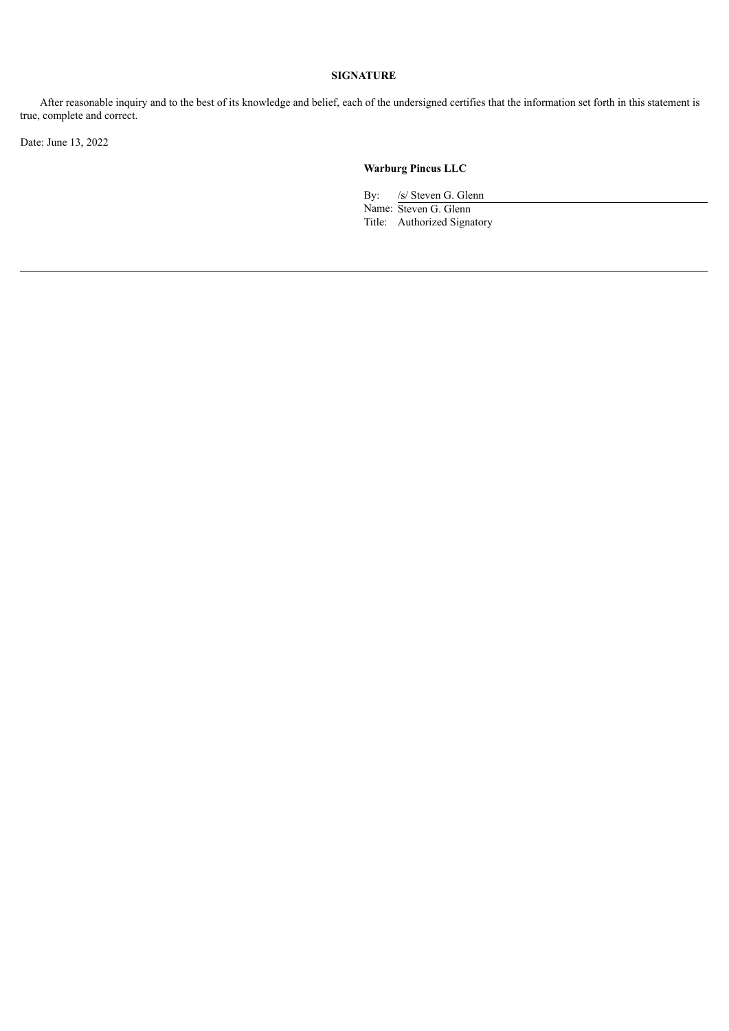**SIGNATURE**

After reasonable inquiry and to the best of its knowledge and belief, each of the undersigned certifies that the information set forth in this statement is true, complete and correct.

Date: June 13, 2022

**Warburg Pincus LLC**

By: /s/ Steven G. Glenn
Name: Steven G. Glenn
Title: Authorized Signatory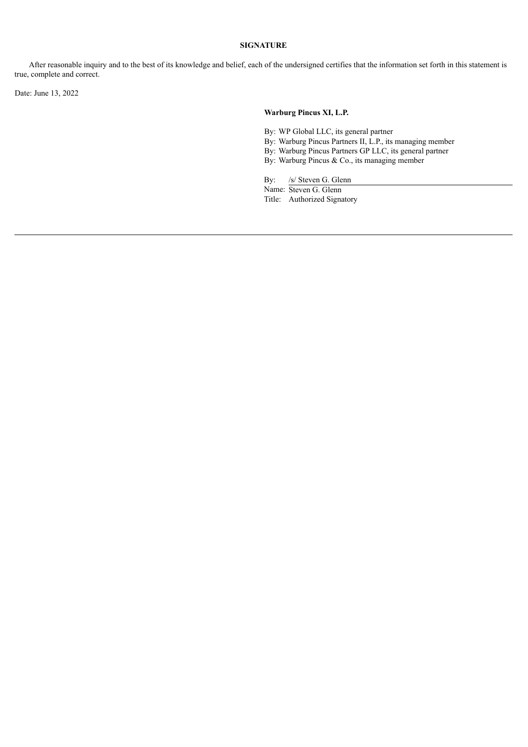**SIGNATURE**

After reasonable inquiry and to the best of its knowledge and belief, each of the undersigned certifies that the information set forth in this statement is true, complete and correct.

Date: June 13, 2022

**Warburg Pincus XI, L.P.**

By: WP Global LLC, its general partner  
By: Warburg Pincus Partners II, L.P., its managing member  
By: Warburg Pincus Partners GP LLC, its general partner  
By: Warburg Pincus & Co., its managing member

By: /s/ Steven G. Glenn  
Name: Steven G. Glenn  
Title: Authorized Signatory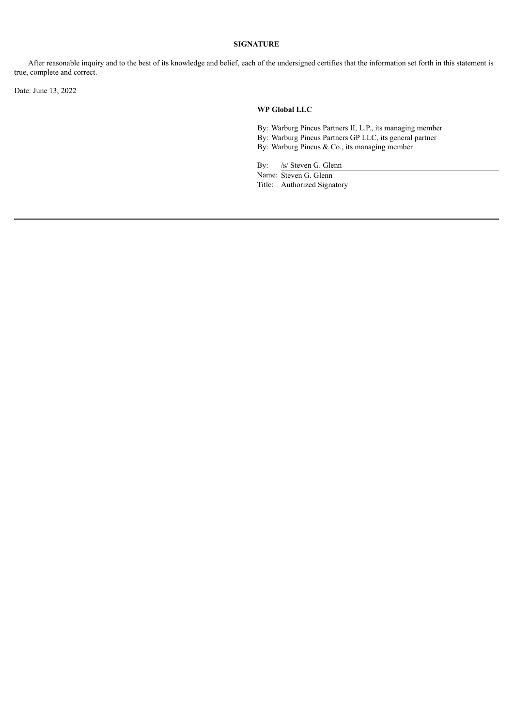**SIGNATURE**

After reasonable inquiry and to the best of its knowledge and belief, each of the undersigned certifies that the information set forth in this statement is true, complete and correct.

Date: June 13, 2022

**WP Global LLC**

By: Warburg Pincus Partners II, L.P., its managing member
By: Warburg Pincus Partners GP LLC, its general partner
By: Warburg Pincus & Co., its managing member

By: /s/ Steven G. Glenn
Name: Steven G. Glenn
Title: Authorized Signatory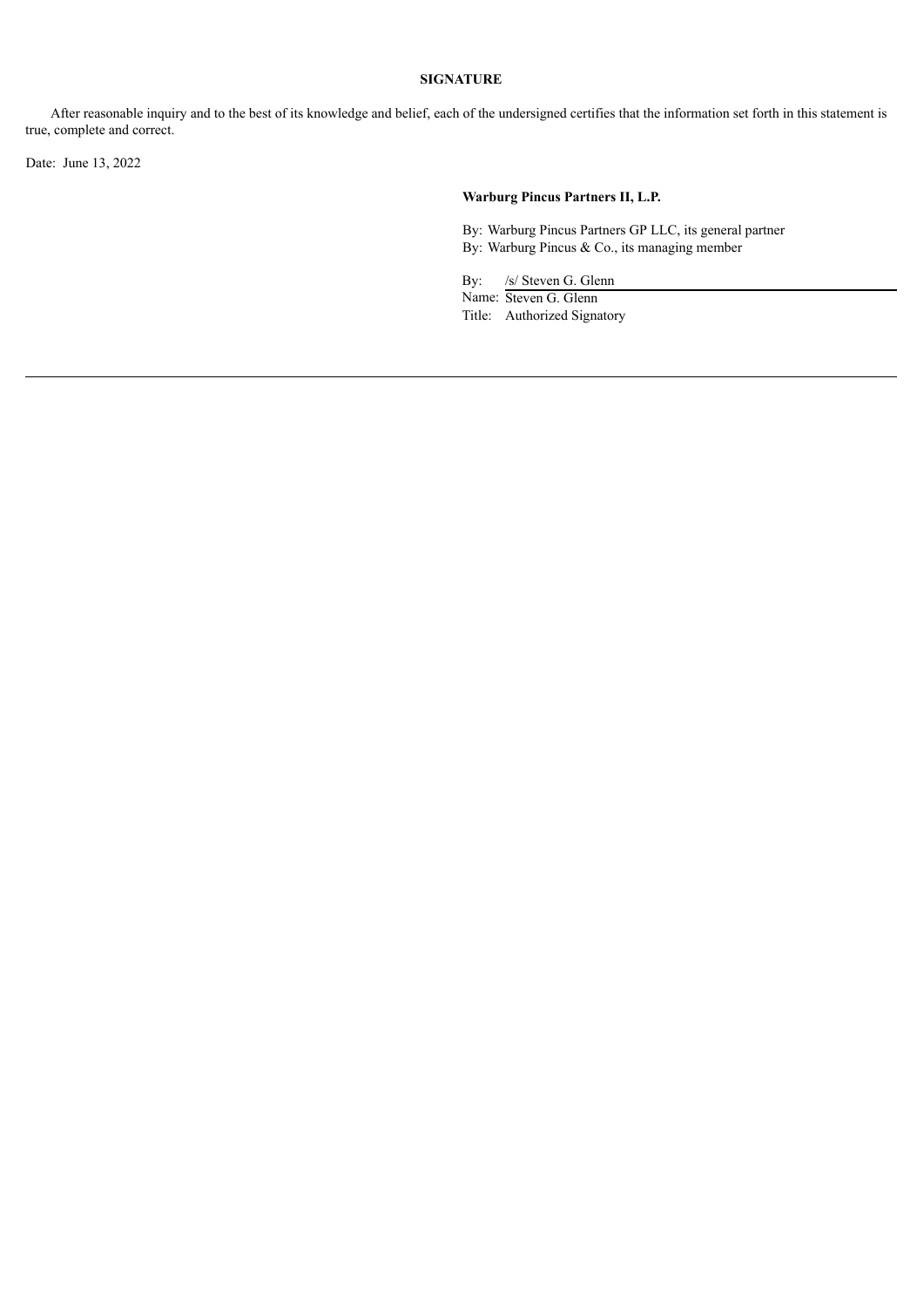## SIGNATURE

After reasonable inquiry and to the best of its knowledge and belief, each of the undersigned certifies that the information set forth in this statement is true, complete and correct.

Date: June 13, 2022

**Warburg Pincus Partners II, L.P.**

By: Warburg Pincus Partners GP LLC, its general partner
By: Warburg Pincus & Co., its managing member

By: /s/ Steven G. Glenn
Name: Steven G. Glenn
Title: Authorized Signatory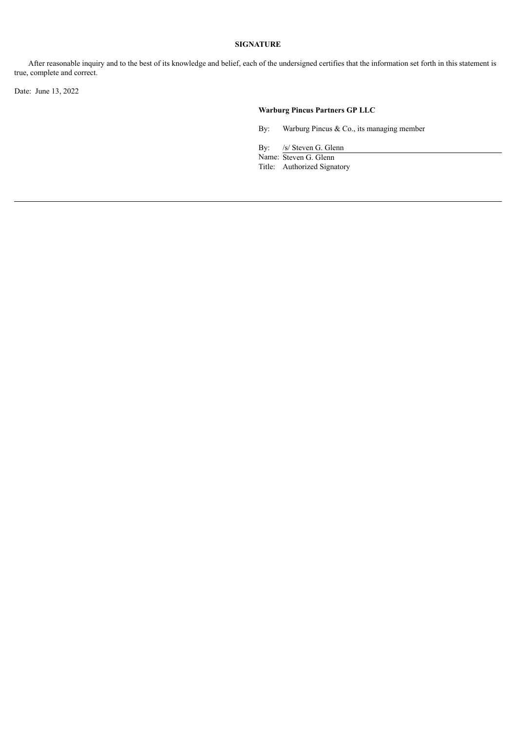**SIGNATURE**

After reasonable inquiry and to the best of its knowledge and belief, each of the undersigned certifies that the information set forth in this statement is true, complete and correct.

Date: June 13, 2022

**Warburg Pincus Partners GP LLC**

By: Warburg Pincus & Co., its managing member

By: /s/ Steven G. Glenn
Name: Steven G. Glenn
Title: Authorized Signatory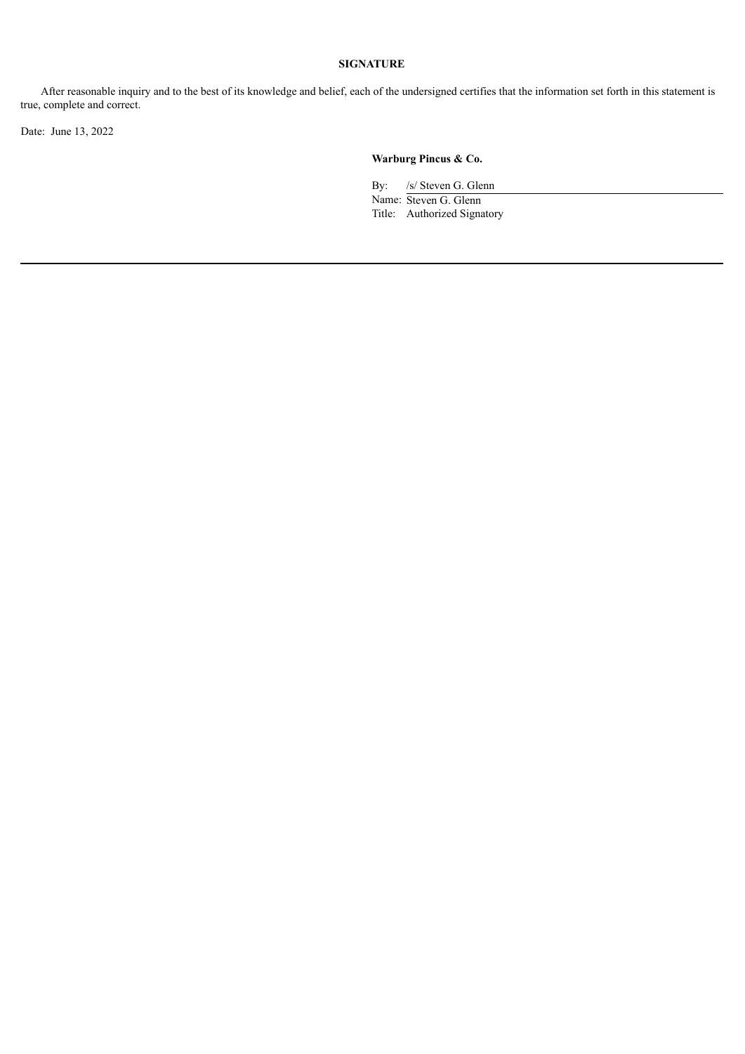## SIGNATURE

After reasonable inquiry and to the best of its knowledge and belief, each of the undersigned certifies that the information set forth in this statement is true, complete and correct.

Date: June 13, 2022

**Warburg Pincus & Co.**

By: /s/ Steven G. Glenn
Name: Steven G. Glenn
Title: Authorized Signatory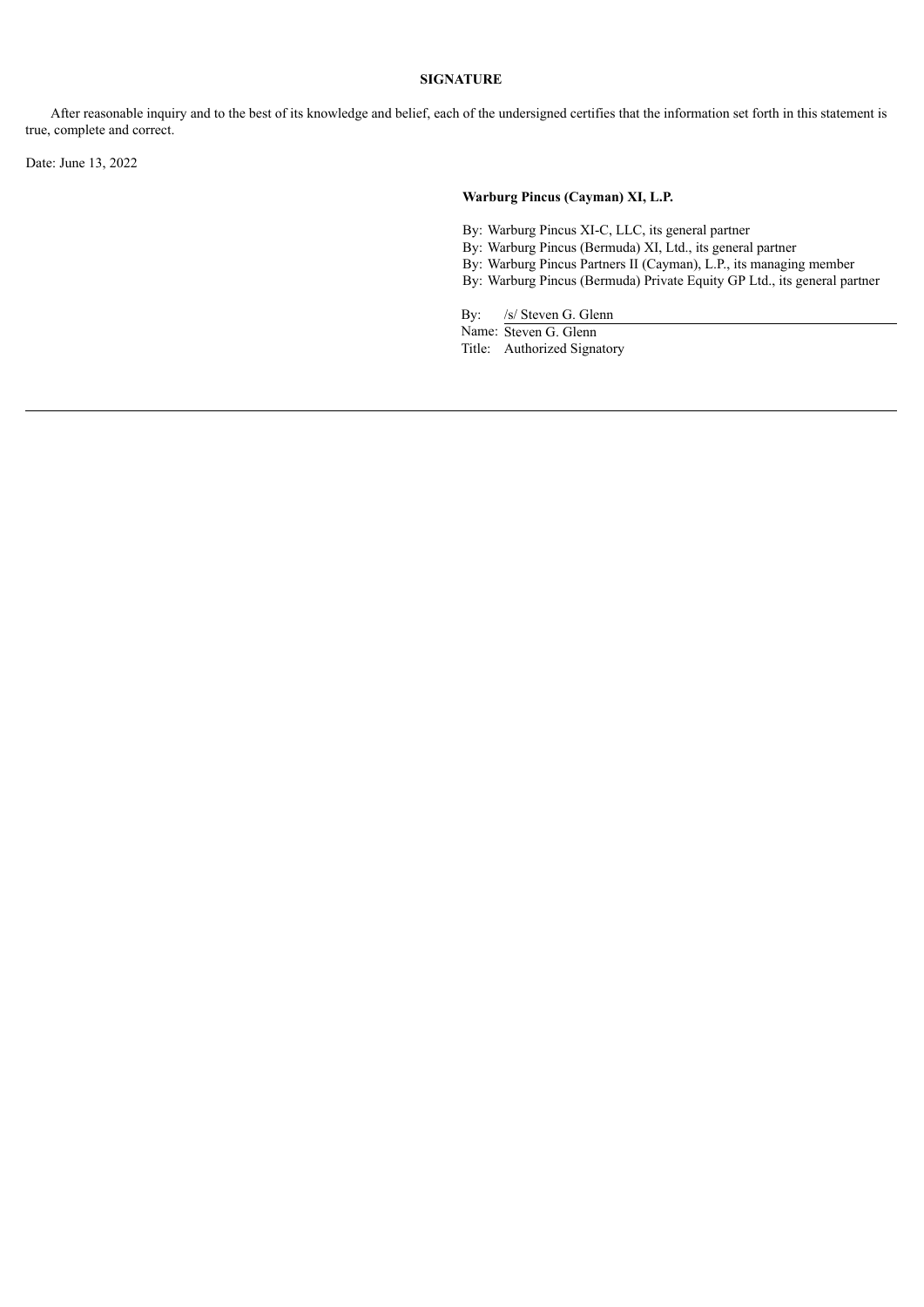**SIGNATURE**

After reasonable inquiry and to the best of its knowledge and belief, each of the undersigned certifies that the information set forth in this statement is true, complete and correct.

Date: June 13, 2022

**Warburg Pincus (Cayman) XI, L.P.**

By: Warburg Pincus XI-C, LLC, its general partner
By: Warburg Pincus (Bermuda) XI, Ltd., its general partner
By: Warburg Pincus Partners II (Cayman), L.P., its managing member
By: Warburg Pincus (Bermuda) Private Equity GP Ltd., its general partner

By: /s/ Steven G. Glenn
Name: Steven G. Glenn
Title: Authorized Signatory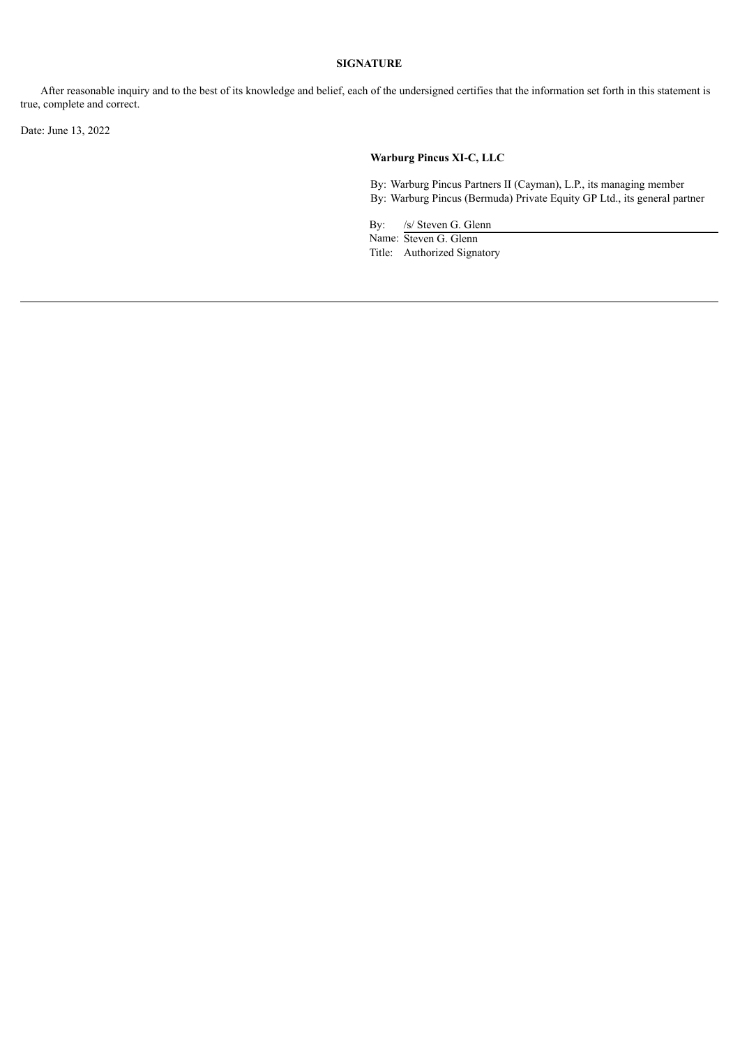**SIGNATURE**

After reasonable inquiry and to the best of its knowledge and belief, each of the undersigned certifies that the information set forth in this statement is true, complete and correct.

Date: June 13, 2022

**Warburg Pincus XI-C, LLC**

By: Warburg Pincus Partners II (Cayman), L.P., its managing member
By: Warburg Pincus (Bermuda) Private Equity GP Ltd., its general partner

By: /s/ Steven G. Glenn
Name: Steven G. Glenn
Title: Authorized Signatory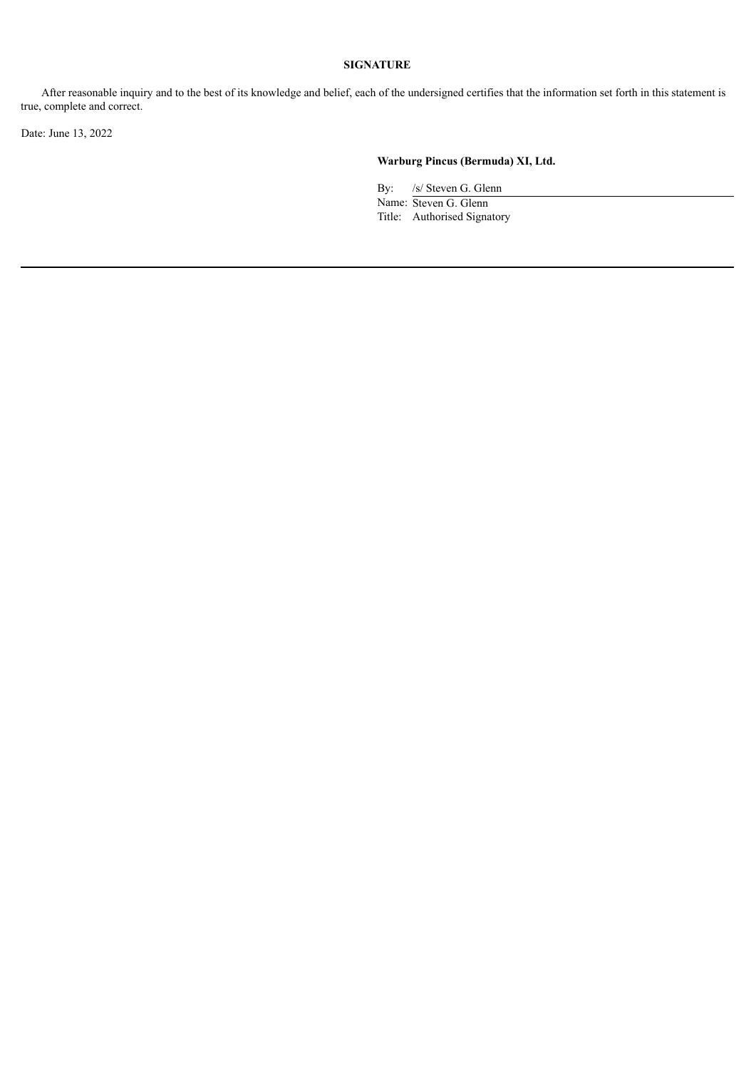**SIGNATURE**

After reasonable inquiry and to the best of its knowledge and belief, each of the undersigned certifies that the information set forth in this statement is true, complete and correct.

Date: June 13, 2022

**Warburg Pincus (Bermuda) XI, Ltd.**

By: /s/ Steven G. Glenn
Name: Steven G. Glenn
Title: Authorised Signatory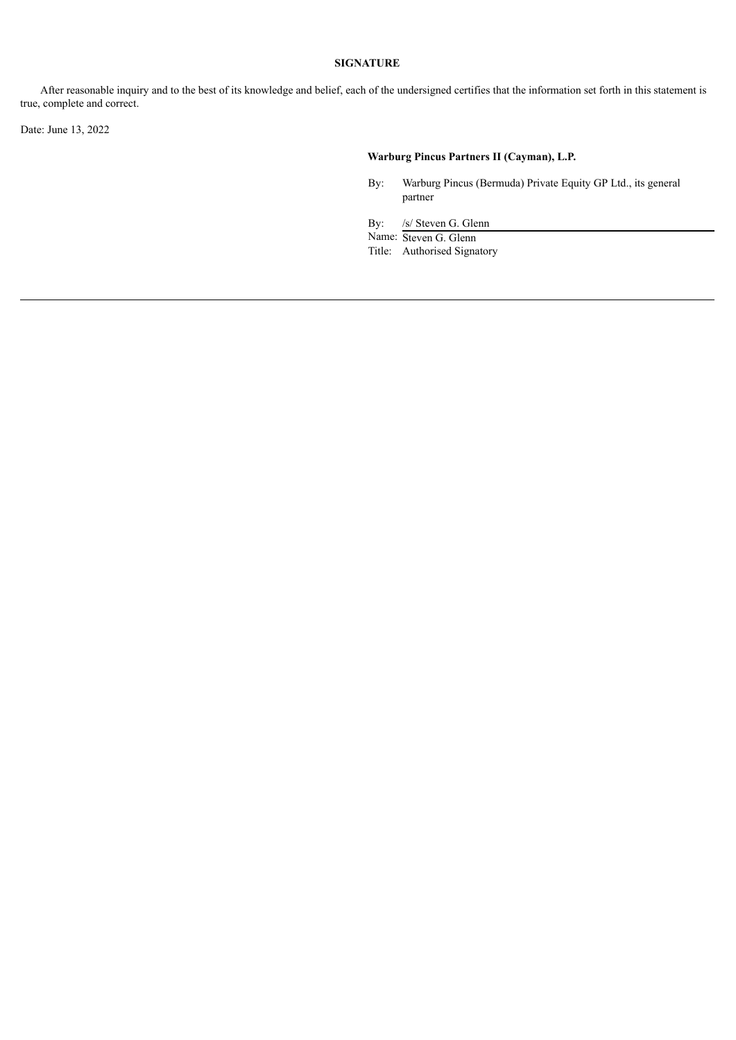## SIGNATURE

After reasonable inquiry and to the best of its knowledge and belief, each of the undersigned certifies that the information set forth in this statement is true, complete and correct.

Date: June 13, 2022

**Warburg Pincus Partners II (Cayman), L.P.**

By: Warburg Pincus (Bermuda) Private Equity GP Ltd., its general partner

By: /s/ Steven G. Glenn
Name: Steven G. Glenn
Title: Authorised Signatory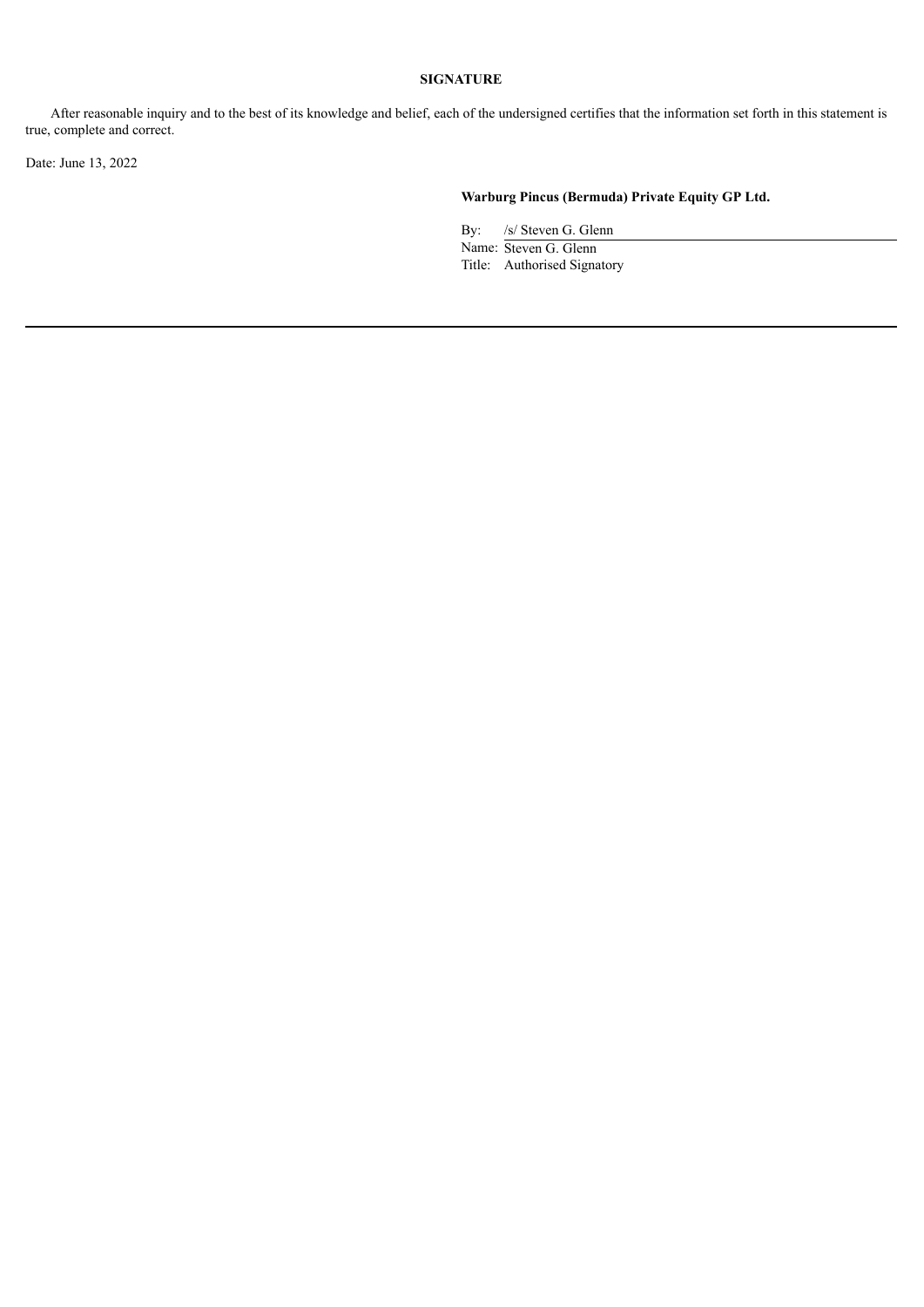**SIGNATURE**

After reasonable inquiry and to the best of its knowledge and belief, each of the undersigned certifies that the information set forth in this statement is true, complete and correct.

Date: June 13, 2022

**Warburg Pincus (Bermuda) Private Equity GP Ltd.**

By: /s/ Steven G. Glenn
Name: Steven G. Glenn
Title: Authorised Signatory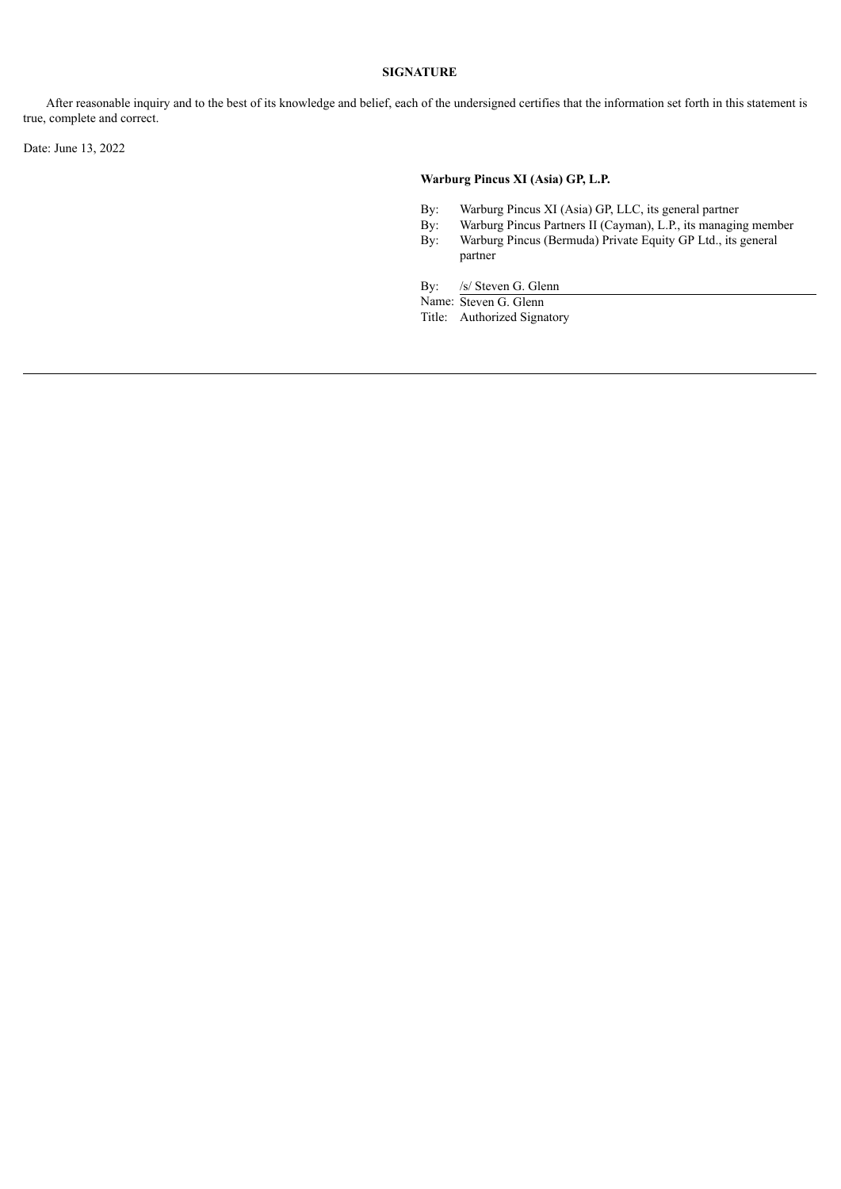**SIGNATURE**

After reasonable inquiry and to the best of its knowledge and belief, each of the undersigned certifies that the information set forth in this statement is true, complete and correct.

Date: June 13, 2022

**Warburg Pincus XI (Asia) GP, L.P.**

By: Warburg Pincus XI (Asia) GP, LLC, its general partner
By: Warburg Pincus Partners II (Cayman), L.P., its managing member
By: Warburg Pincus (Bermuda) Private Equity GP Ltd., its general partner

By: /s/ Steven G. Glenn
Name: Steven G. Glenn
Title: Authorized Signatory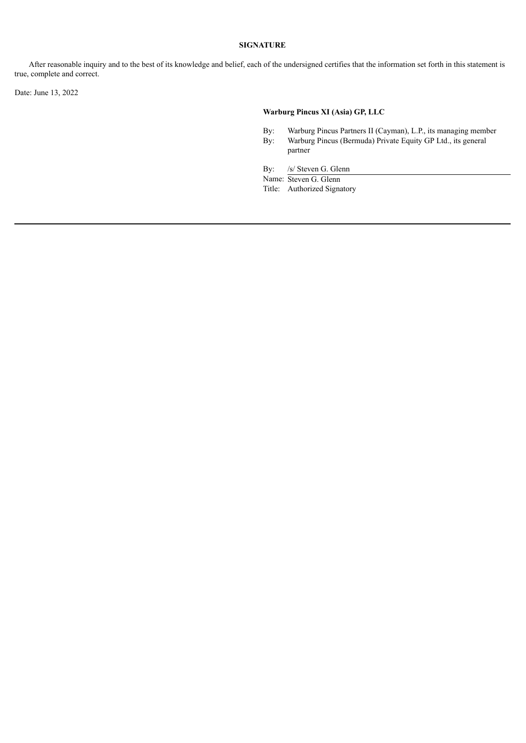**SIGNATURE**

After reasonable inquiry and to the best of its knowledge and belief, each of the undersigned certifies that the information set forth in this statement is true, complete and correct.

Date: June 13, 2022

**Warburg Pincus XI (Asia) GP, LLC**

By: Warburg Pincus Partners II (Cayman), L.P., its managing member
By: Warburg Pincus (Bermuda) Private Equity GP Ltd., its general partner

By: /s/ Steven G. Glenn
Name: Steven G. Glenn
Title: Authorized Signatory